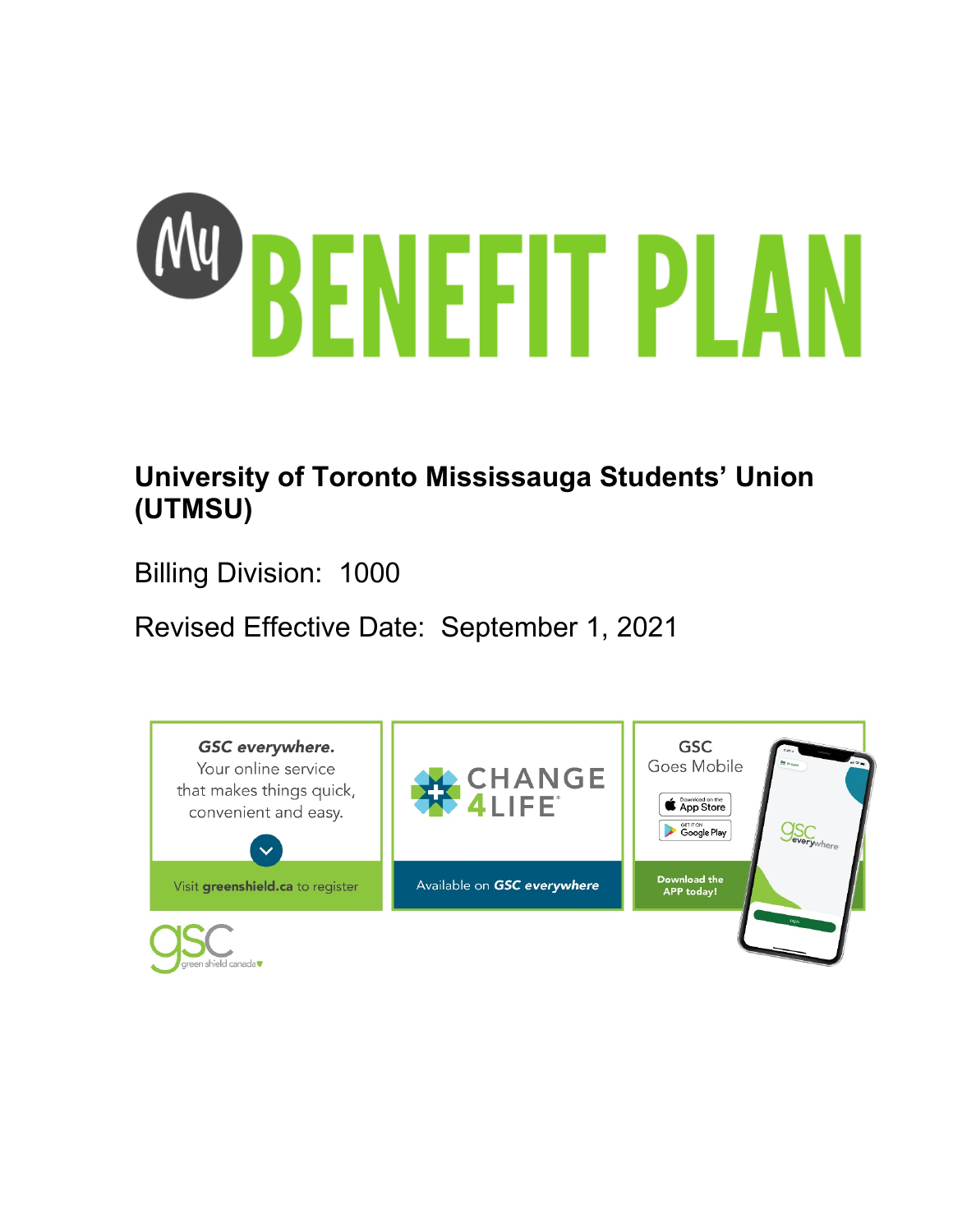# My BENEFIT PLAN

## University of Toronto Mississauga Students' Union (UTMSU)

Billing Division: 1000

Revised Effective Date: September 1, 2021

*GSC everywhere.* Your online service that makes things quick, convenient and easy.

Visit **greenshield.ca** to register

CHANGE 4 LIFE®

Available on *GSC everywhere*

GSC Goes Mobile

Download on the App Store

GET IT ON Google Play

Download the APP today!

gsc green shield canada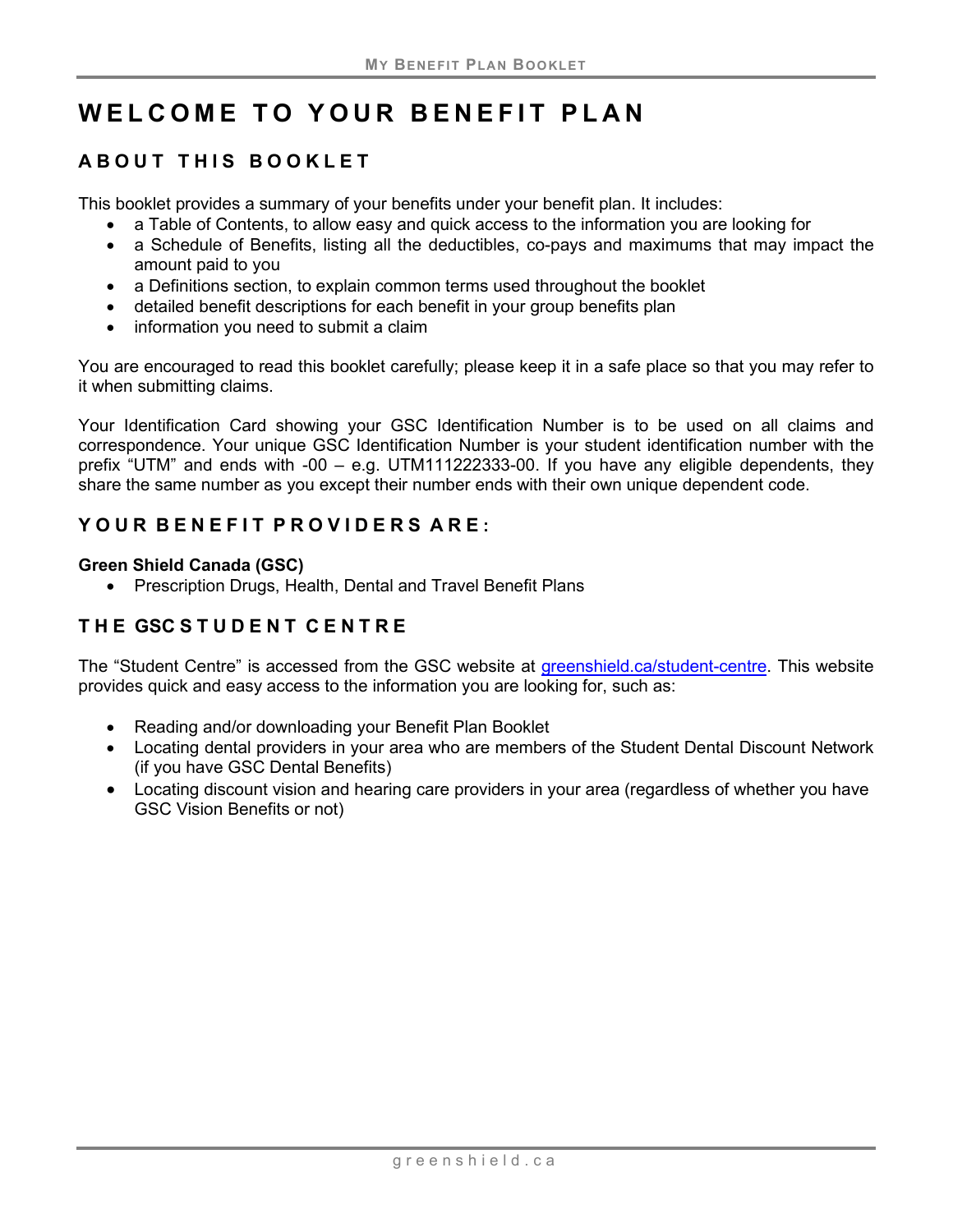# WELCOME TO YOUR BENEFIT PLAN

## ABOUT THIS BOOKLET

This booklet provides a summary of your benefits under your benefit plan. It includes:

- a Table of Contents, to allow easy and quick access to the information you are looking for
- a Schedule of Benefits, listing all the deductibles, co-pays and maximums that may impact the amount paid to you
- a Definitions section, to explain common terms used throughout the booklet
- detailed benefit descriptions for each benefit in your group benefits plan
- information you need to submit a claim

You are encouraged to read this booklet carefully; please keep it in a safe place so that you may refer to it when submitting claims.

Your Identification Card showing your GSC Identification Number is to be used on all claims and correspondence. Your unique GSC Identification Number is your student identification number with the prefix "UTM" and ends with -00 – e.g. UTM111222333-00. If you have any eligible dependents, they share the same number as you except their number ends with their own unique dependent code.

## YOUR BENEFIT PROVIDERS ARE:

**Green Shield Canada (GSC)**

- Prescription Drugs, Health, Dental and Travel Benefit Plans

## THE GSC STUDENT CENTRE

The "Student Centre" is accessed from the GSC website at greenshield.ca/student-centre. This website provides quick and easy access to the information you are looking for, such as:

- Reading and/or downloading your Benefit Plan Booklet
- Locating dental providers in your area who are members of the Student Dental Discount Network (if you have GSC Dental Benefits)
- Locating discount vision and hearing care providers in your area (regardless of whether you have GSC Vision Benefits or not)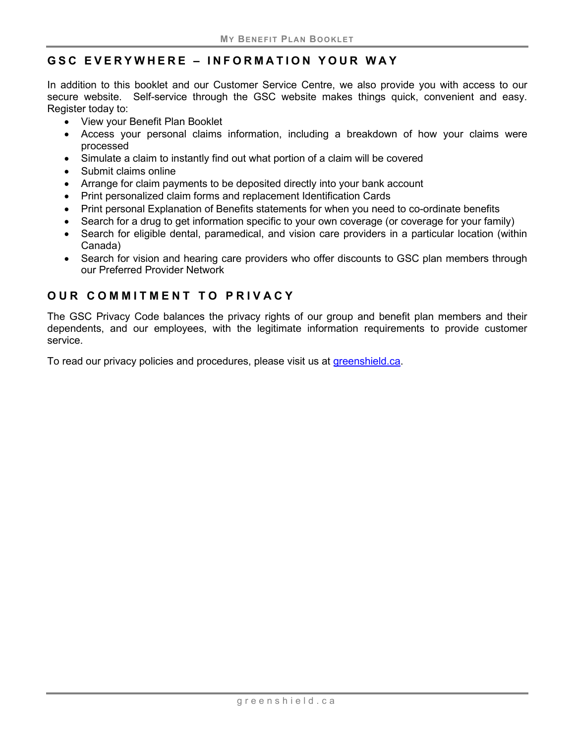## GSC EVERYWHERE – INFORMATION YOUR WAY

In addition to this booklet and our Customer Service Centre, we also provide you with access to our secure website. Self-service through the GSC website makes things quick, convenient and easy. Register today to:

- View your Benefit Plan Booklet
- Access your personal claims information, including a breakdown of how your claims were processed
- Simulate a claim to instantly find out what portion of a claim will be covered
- Submit claims online
- Arrange for claim payments to be deposited directly into your bank account
- Print personalized claim forms and replacement Identification Cards
- Print personal Explanation of Benefits statements for when you need to co-ordinate benefits
- Search for a drug to get information specific to your own coverage (or coverage for your family)
- Search for eligible dental, paramedical, and vision care providers in a particular location (within Canada)
- Search for vision and hearing care providers who offer discounts to GSC plan members through our Preferred Provider Network

## OUR COMMITMENT TO PRIVACY

The GSC Privacy Code balances the privacy rights of our group and benefit plan members and their dependents, and our employees, with the legitimate information requirements to provide customer service.

To read our privacy policies and procedures, please visit us at greenshield.ca.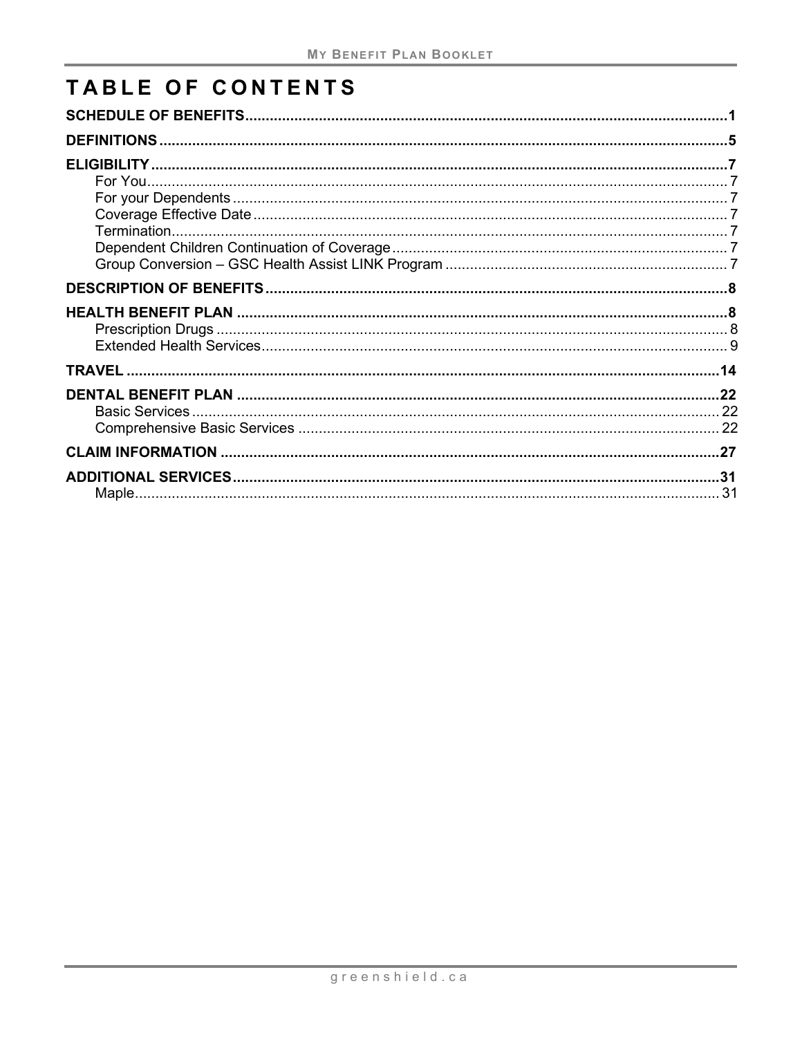# TABLE OF CONTENTS

**SCHEDULE OF BENEFITS** .......... **1**

**DEFINITIONS** .......... **5**

**ELIGIBILITY** .......... **7**
- For You .......... 7
- For your Dependents .......... 7
- Coverage Effective Date .......... 7
- Termination .......... 7
- Dependent Children Continuation of Coverage .......... 7
- Group Conversion – GSC Health Assist LINK Program .......... 7

**DESCRIPTION OF BENEFITS** .......... **8**

**HEALTH BENEFIT PLAN** .......... **8**
- Prescription Drugs .......... 8
- Extended Health Services .......... 9

**TRAVEL** .......... **14**

**DENTAL BENEFIT PLAN** .......... **22**
- Basic Services .......... 22
- Comprehensive Basic Services .......... 22

**CLAIM INFORMATION** .......... **27**

**ADDITIONAL SERVICES** .......... **31**
- Maple .......... 31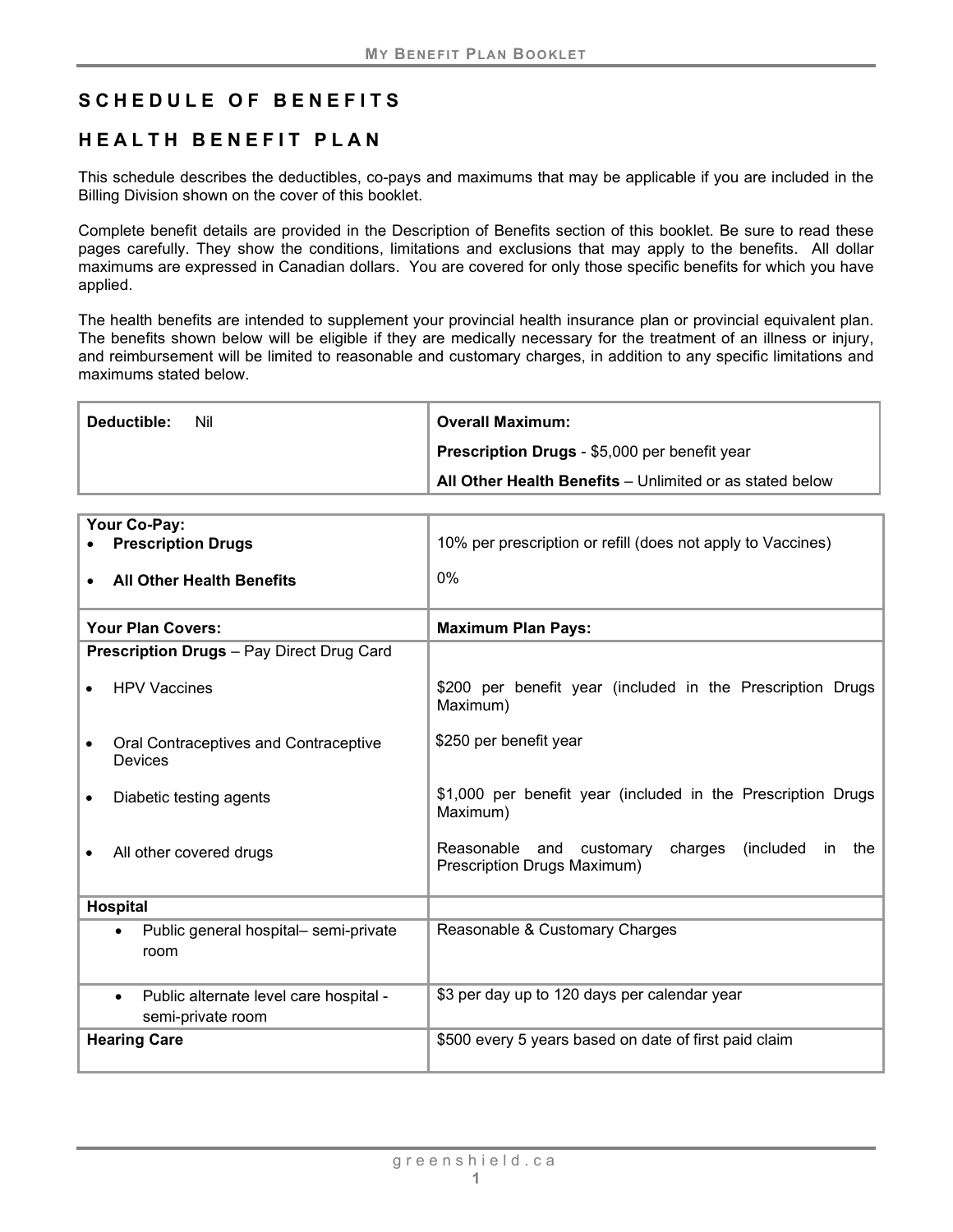# SCHEDULE OF BENEFITS

## HEALTH BENEFIT PLAN

This schedule describes the deductibles, co-pays and maximums that may be applicable if you are included in the Billing Division shown on the cover of this booklet.

Complete benefit details are provided in the Description of Benefits section of this booklet. Be sure to read these pages carefully. They show the conditions, limitations and exclusions that may apply to the benefits. All dollar maximums are expressed in Canadian dollars. You are covered for only those specific benefits for which you have applied.

The health benefits are intended to supplement your provincial health insurance plan or provincial equivalent plan. The benefits shown below will be eligible if they are medically necessary for the treatment of an illness or injury, and reimbursement will be limited to reasonable and customary charges, in addition to any specific limitations and maximums stated below.

| **Deductible:** Nil | **Overall Maximum:** |
|---|---|
| | **Prescription Drugs** - $5,000 per benefit year |
| | **All Other Health Benefits** – Unlimited or as stated below |

| **Your Co-Pay:** | |
|---|---|
| • **Prescription Drugs** | 10% per prescription or refill (does not apply to Vaccines) |
| • **All Other Health Benefits** | 0% |
| **Your Plan Covers:** | **Maximum Plan Pays:** |
| **Prescription Drugs** – Pay Direct Drug Card | |
| • HPV Vaccines | $200 per benefit year (included in the Prescription Drugs Maximum) |
| • Oral Contraceptives and Contraceptive Devices | $250 per benefit year |
| • Diabetic testing agents | $1,000 per benefit year (included in the Prescription Drugs Maximum) |
| • All other covered drugs | Reasonable and customary charges (included in the Prescription Drugs Maximum) |
| **Hospital** | |
| • Public general hospital– semi-private room | Reasonable & Customary Charges |
| • Public alternate level care hospital - semi-private room | $3 per day up to 120 days per calendar year |
| **Hearing Care** | $500 every 5 years based on date of first paid claim |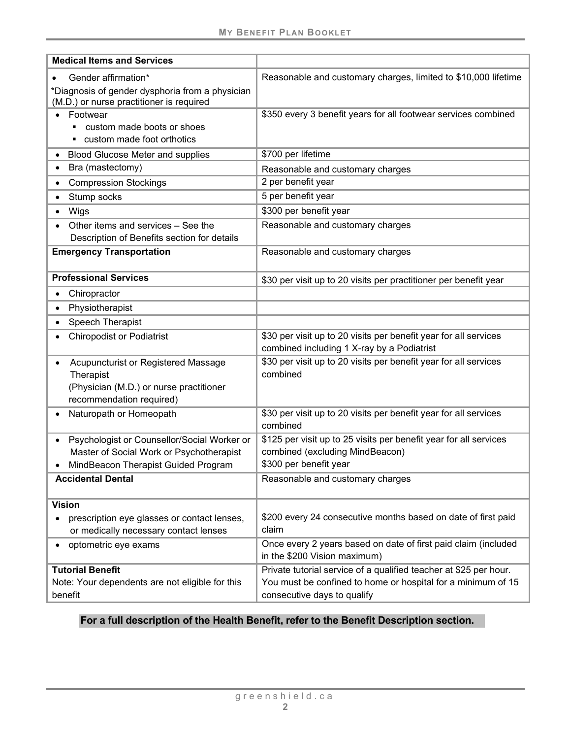| Medical Items and Services | |
|---|---|
| • Gender affirmation*<br>*Diagnosis of gender dysphoria from a physician (M.D.) or nurse practitioner is required | Reasonable and customary charges, limited to $10,000 lifetime |
| • Footwear<br>▪ custom made boots or shoes<br>▪ custom made foot orthotics | $350 every 3 benefit years for all footwear services combined |
| • Blood Glucose Meter and supplies | $700 per lifetime |
| • Bra (mastectomy) | Reasonable and customary charges |
| • Compression Stockings | 2 per benefit year |
| • Stump socks | 5 per benefit year |
| • Wigs | $300 per benefit year |
| • Other items and services – See the Description of Benefits section for details | Reasonable and customary charges |
| **Emergency Transportation** | Reasonable and customary charges |
| **Professional Services** | $30 per visit up to 20 visits per practitioner per benefit year |
| • Chiropractor | |
| • Physiotherapist | |
| • Speech Therapist | |
| • Chiropodist or Podiatrist | $30 per visit up to 20 visits per benefit year for all services combined including 1 X-ray by a Podiatrist |
| • Acupuncturist or Registered Massage Therapist<br>(Physician (M.D.) or nurse practitioner recommendation required) | $30 per visit up to 20 visits per benefit year for all services combined |
| • Naturopath or Homeopath | $30 per visit up to 20 visits per benefit year for all services combined |
| • Psychologist or Counsellor/Social Worker or Master of Social Work or Psychotherapist<br>• MindBeacon Therapist Guided Program | $125 per visit up to 25 visits per benefit year for all services combined (excluding MindBeacon)<br>$300 per benefit year |
| **Accidental Dental** | Reasonable and customary charges |
| **Vision**<br>• prescription eye glasses or contact lenses, or medically necessary contact lenses | $200 every 24 consecutive months based on date of first paid claim |
| • optometric eye exams | Once every 2 years based on date of first paid claim (included in the $200 Vision maximum) |
| **Tutorial Benefit**<br>Note: Your dependents are not eligible for this benefit | Private tutorial service of a qualified teacher at $25 per hour. You must be confined to home or hospital for a minimum of 15 consecutive days to qualify |

**For a full description of the Health Benefit, refer to the Benefit Description section.**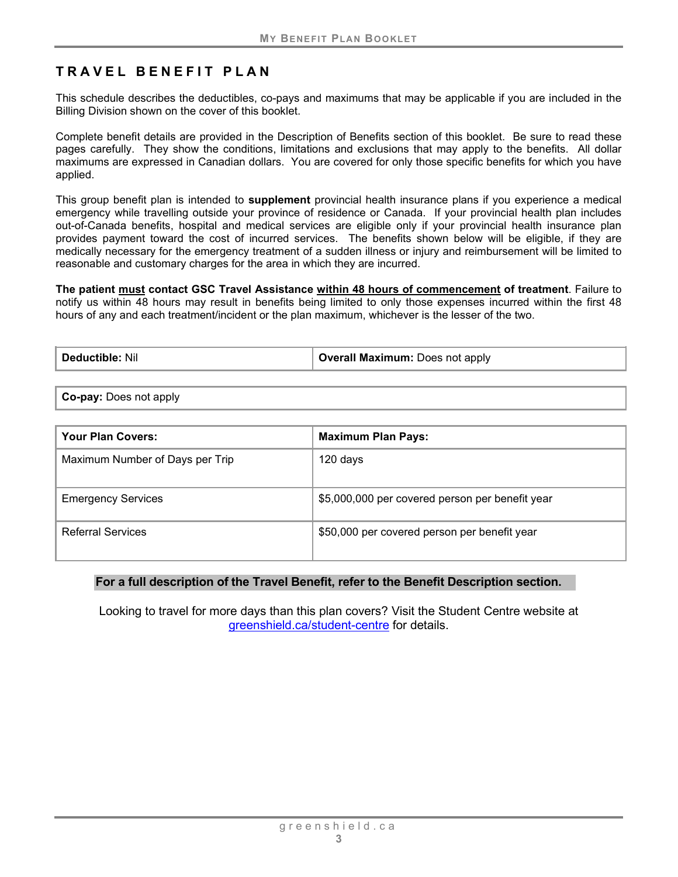# TRAVEL BENEFIT PLAN

This schedule describes the deductibles, co-pays and maximums that may be applicable if you are included in the Billing Division shown on the cover of this booklet.

Complete benefit details are provided in the Description of Benefits section of this booklet. Be sure to read these pages carefully. They show the conditions, limitations and exclusions that may apply to the benefits. All dollar maximums are expressed in Canadian dollars. You are covered for only those specific benefits for which you have applied.

This group benefit plan is intended to **supplement** provincial health insurance plans if you experience a medical emergency while travelling outside your province of residence or Canada. If your provincial health plan includes out-of-Canada benefits, hospital and medical services are eligible only if your provincial health insurance plan provides payment toward the cost of incurred services. The benefits shown below will be eligible, if they are medically necessary for the emergency treatment of a sudden illness or injury and reimbursement will be limited to reasonable and customary charges for the area in which they are incurred.

**The patient must contact GSC Travel Assistance within 48 hours of commencement of treatment**. Failure to notify us within 48 hours may result in benefits being limited to only those expenses incurred within the first 48 hours of any and each treatment/incident or the plan maximum, whichever is the lesser of the two.

| **Deductible:** Nil | **Overall Maximum:** Does not apply |
|---|---|

**Co-pay:** Does not apply

| Your Plan Covers: | Maximum Plan Pays: |
|---|---|
| Maximum Number of Days per Trip | 120 days |
| Emergency Services | $5,000,000 per covered person per benefit year |
| Referral Services | $50,000 per covered person per benefit year |

**For a full description of the Travel Benefit, refer to the Benefit Description section.**

Looking to travel for more days than this plan covers? Visit the Student Centre website at greenshield.ca/student-centre for details.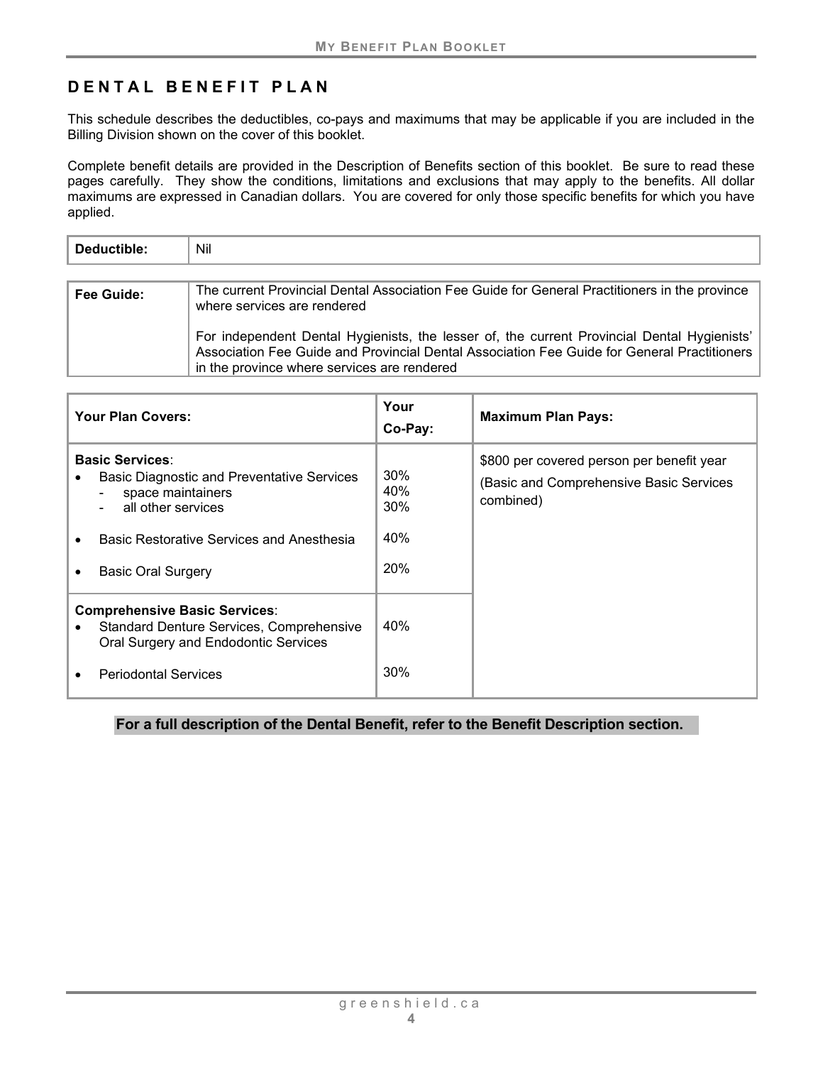# DENTAL BENEFIT PLAN

This schedule describes the deductibles, co-pays and maximums that may be applicable if you are included in the Billing Division shown on the cover of this booklet.

Complete benefit details are provided in the Description of Benefits section of this booklet. Be sure to read these pages carefully. They show the conditions, limitations and exclusions that may apply to the benefits. All dollar maximums are expressed in Canadian dollars. You are covered for only those specific benefits for which you have applied.

| **Deductible:** | Nil |
|---|---|

| **Fee Guide:** | The current Provincial Dental Association Fee Guide for General Practitioners in the province where services are rendered<br><br>For independent Dental Hygienists, the lesser of, the current Provincial Dental Hygienists' Association Fee Guide and Provincial Dental Association Fee Guide for General Practitioners in the province where services are rendered |
|---|---|

| **Your Plan Covers:** | **Your Co-Pay:** | **Maximum Plan Pays:** |
|---|---|---|
| **Basic Services**: | | $800 per covered person per benefit year (Basic and Comprehensive Basic Services combined) |
| • Basic Diagnostic and Preventative Services | | |
| - space maintainers | 40% | |
| - all other services | 30% | |
| • Basic Restorative Services and Anesthesia | 40% | |
| • Basic Oral Surgery | 20% | |
| **Comprehensive Basic Services**: | | |
| • Standard Denture Services, Comprehensive Oral Surgery and Endodontic Services | 40% | |
| • Periodontal Services | 30% | |

**For a full description of the Dental Benefit, refer to the Benefit Description section.**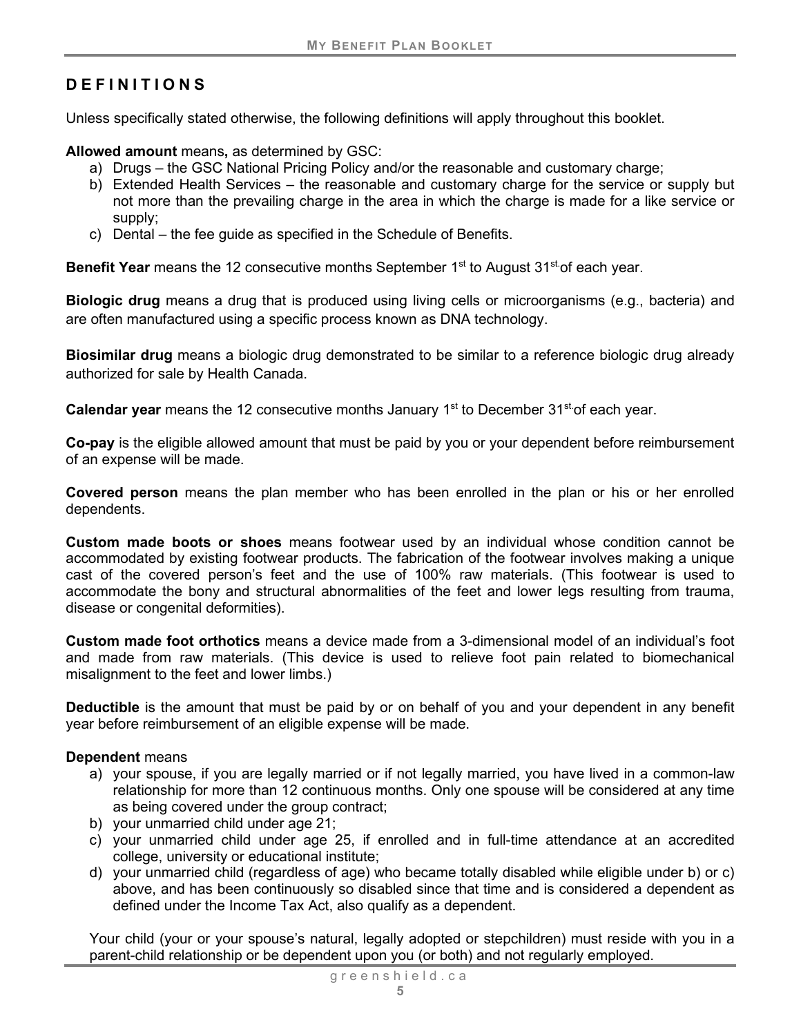## DEFINITIONS

Unless specifically stated otherwise, the following definitions will apply throughout this booklet.

**Allowed amount** means**,** as determined by GSC:

a) Drugs – the GSC National Pricing Policy and/or the reasonable and customary charge;
b) Extended Health Services – the reasonable and customary charge for the service or supply but not more than the prevailing charge in the area in which the charge is made for a like service or supply;
c) Dental – the fee guide as specified in the Schedule of Benefits.

**Benefit Year** means the 12 consecutive months September 1st to August 31st of each year.

**Biologic drug** means a drug that is produced using living cells or microorganisms (e.g., bacteria) and are often manufactured using a specific process known as DNA technology.

**Biosimilar drug** means a biologic drug demonstrated to be similar to a reference biologic drug already authorized for sale by Health Canada.

**Calendar year** means the 12 consecutive months January 1st to December 31st of each year.

**Co-pay** is the eligible allowed amount that must be paid by you or your dependent before reimbursement of an expense will be made.

**Covered person** means the plan member who has been enrolled in the plan or his or her enrolled dependents.

**Custom made boots or shoes** means footwear used by an individual whose condition cannot be accommodated by existing footwear products. The fabrication of the footwear involves making a unique cast of the covered person's feet and the use of 100% raw materials. (This footwear is used to accommodate the bony and structural abnormalities of the feet and lower legs resulting from trauma, disease or congenital deformities).

**Custom made foot orthotics** means a device made from a 3-dimensional model of an individual's foot and made from raw materials. (This device is used to relieve foot pain related to biomechanical misalignment to the feet and lower limbs.)

**Deductible** is the amount that must be paid by or on behalf of you and your dependent in any benefit year before reimbursement of an eligible expense will be made.

**Dependent** means

a) your spouse, if you are legally married or if not legally married, you have lived in a common-law relationship for more than 12 continuous months. Only one spouse will be considered at any time as being covered under the group contract;
b) your unmarried child under age 21;
c) your unmarried child under age 25, if enrolled and in full-time attendance at an accredited college, university or educational institute;
d) your unmarried child (regardless of age) who became totally disabled while eligible under b) or c) above, and has been continuously so disabled since that time and is considered a dependent as defined under the Income Tax Act, also qualify as a dependent.

Your child (your or your spouse's natural, legally adopted or stepchildren) must reside with you in a parent-child relationship or be dependent upon you (or both) and not regularly employed.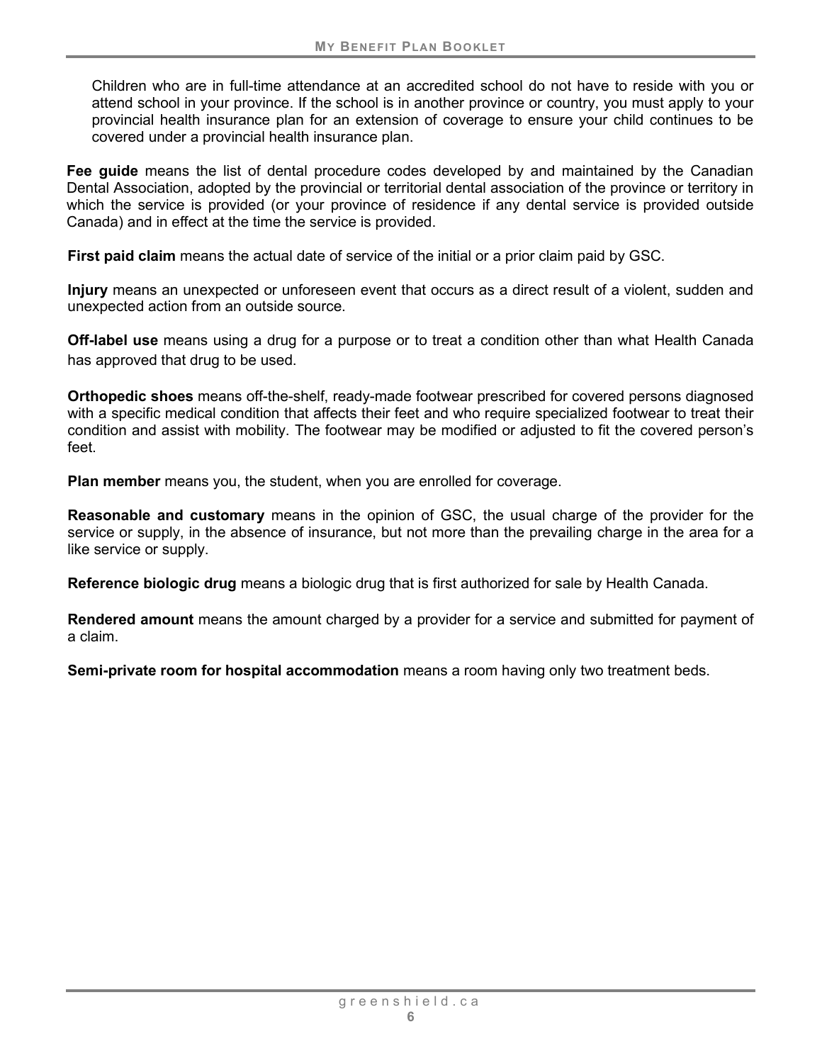Children who are in full-time attendance at an accredited school do not have to reside with you or attend school in your province. If the school is in another province or country, you must apply to your provincial health insurance plan for an extension of coverage to ensure your child continues to be covered under a provincial health insurance plan.

**Fee guide** means the list of dental procedure codes developed by and maintained by the Canadian Dental Association, adopted by the provincial or territorial dental association of the province or territory in which the service is provided (or your province of residence if any dental service is provided outside Canada) and in effect at the time the service is provided.

**First paid claim** means the actual date of service of the initial or a prior claim paid by GSC.

**Injury** means an unexpected or unforeseen event that occurs as a direct result of a violent, sudden and unexpected action from an outside source.

**Off-label use** means using a drug for a purpose or to treat a condition other than what Health Canada has approved that drug to be used.

**Orthopedic shoes** means off-the-shelf, ready-made footwear prescribed for covered persons diagnosed with a specific medical condition that affects their feet and who require specialized footwear to treat their condition and assist with mobility. The footwear may be modified or adjusted to fit the covered person's feet.

**Plan member** means you, the student, when you are enrolled for coverage.

**Reasonable and customary** means in the opinion of GSC, the usual charge of the provider for the service or supply, in the absence of insurance, but not more than the prevailing charge in the area for a like service or supply.

**Reference biologic drug** means a biologic drug that is first authorized for sale by Health Canada.

**Rendered amount** means the amount charged by a provider for a service and submitted for payment of a claim.

**Semi-private room for hospital accommodation** means a room having only two treatment beds.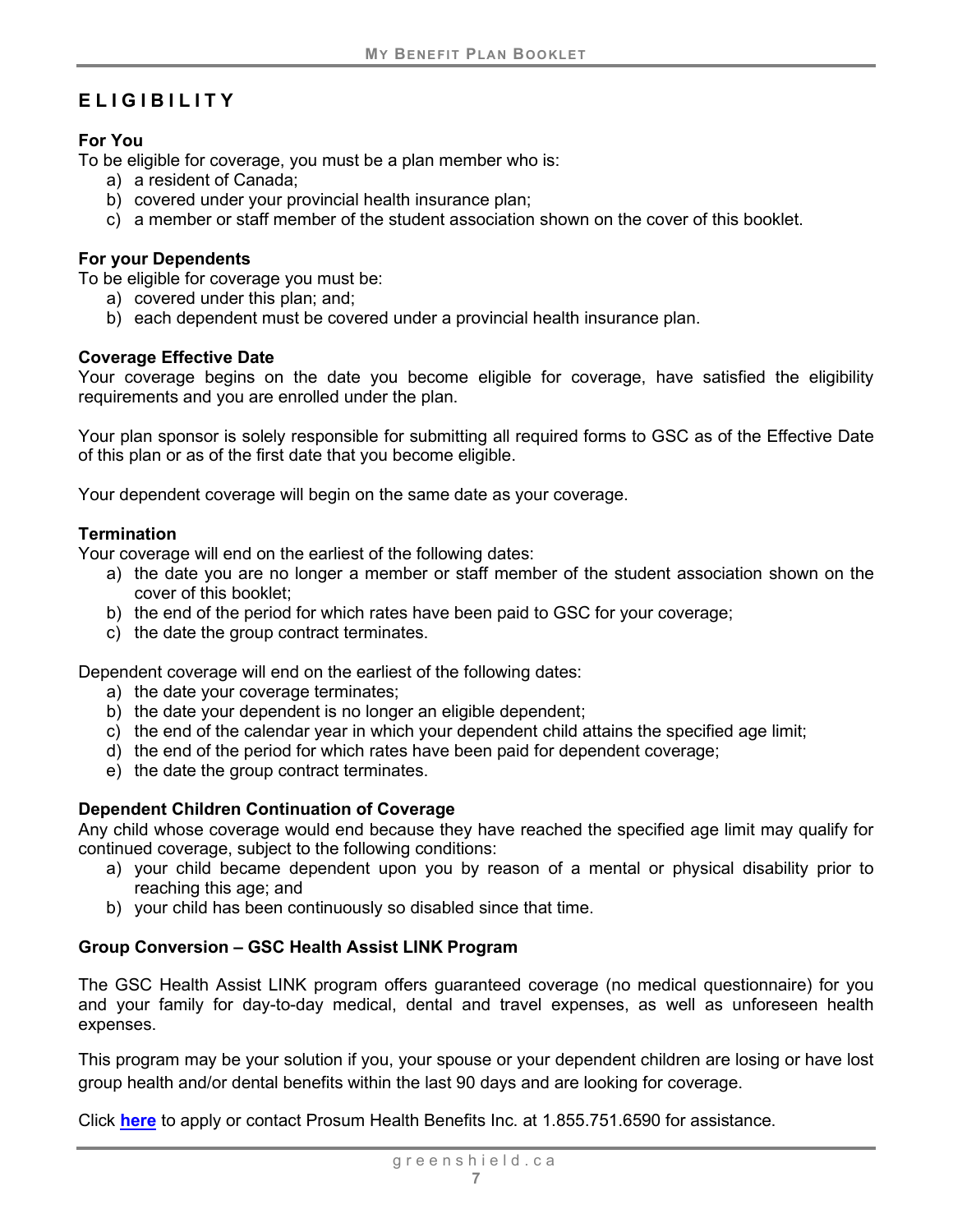# ELIGIBILITY

**For You**

To be eligible for coverage, you must be a plan member who is:

a) a resident of Canada;
b) covered under your provincial health insurance plan;
c) a member or staff member of the student association shown on the cover of this booklet.

**For your Dependents**

To be eligible for coverage you must be:

a) covered under this plan; and;
b) each dependent must be covered under a provincial health insurance plan.

**Coverage Effective Date**

Your coverage begins on the date you become eligible for coverage, have satisfied the eligibility requirements and you are enrolled under the plan.

Your plan sponsor is solely responsible for submitting all required forms to GSC as of the Effective Date of this plan or as of the first date that you become eligible.

Your dependent coverage will begin on the same date as your coverage.

**Termination**

Your coverage will end on the earliest of the following dates:

a) the date you are no longer a member or staff member of the student association shown on the cover of this booklet;
b) the end of the period for which rates have been paid to GSC for your coverage;
c) the date the group contract terminates.

Dependent coverage will end on the earliest of the following dates:

a) the date your coverage terminates;
b) the date your dependent is no longer an eligible dependent;
c) the end of the calendar year in which your dependent child attains the specified age limit;
d) the end of the period for which rates have been paid for dependent coverage;
e) the date the group contract terminates.

**Dependent Children Continuation of Coverage**

Any child whose coverage would end because they have reached the specified age limit may qualify for continued coverage, subject to the following conditions:

a) your child became dependent upon you by reason of a mental or physical disability prior to reaching this age; and
b) your child has been continuously so disabled since that time.

**Group Conversion – GSC Health Assist LINK Program**

The GSC Health Assist LINK program offers guaranteed coverage (no medical questionnaire) for you and your family for day-to-day medical, dental and travel expenses, as well as unforeseen health expenses.

This program may be your solution if you, your spouse or your dependent children are losing or have lost group health and/or dental benefits within the last 90 days and are looking for coverage.

Click **here** to apply or contact Prosum Health Benefits Inc. at 1.855.751.6590 for assistance.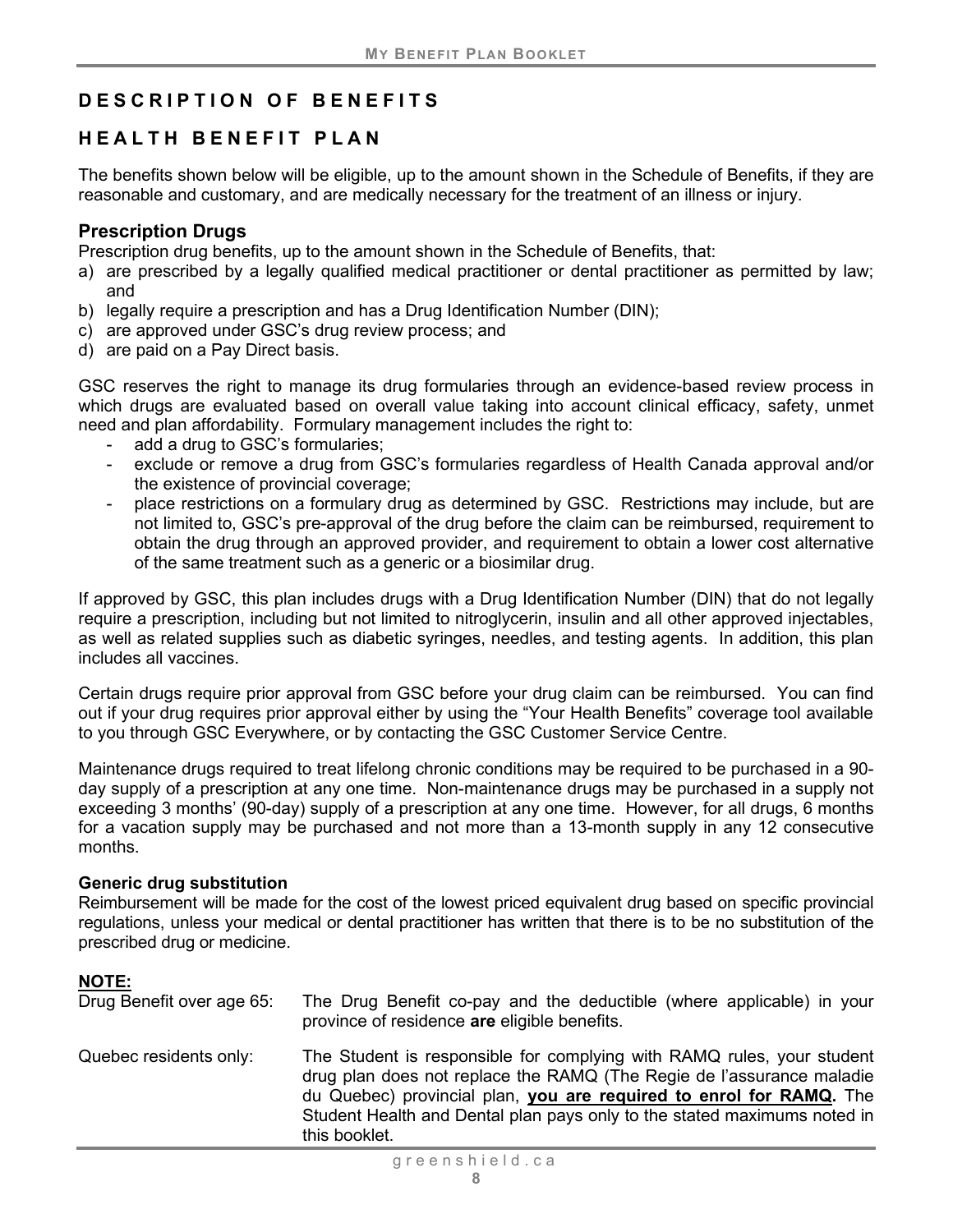# DESCRIPTION OF BENEFITS

# HEALTH BENEFIT PLAN

The benefits shown below will be eligible, up to the amount shown in the Schedule of Benefits, if they are reasonable and customary, and are medically necessary for the treatment of an illness or injury.

## Prescription Drugs

Prescription drug benefits, up to the amount shown in the Schedule of Benefits, that:

a) are prescribed by a legally qualified medical practitioner or dental practitioner as permitted by law; and
b) legally require a prescription and has a Drug Identification Number (DIN);
c) are approved under GSC's drug review process; and
d) are paid on a Pay Direct basis.

GSC reserves the right to manage its drug formularies through an evidence-based review process in which drugs are evaluated based on overall value taking into account clinical efficacy, safety, unmet need and plan affordability. Formulary management includes the right to:

- add a drug to GSC's formularies;
- exclude or remove a drug from GSC's formularies regardless of Health Canada approval and/or the existence of provincial coverage;
- place restrictions on a formulary drug as determined by GSC. Restrictions may include, but are not limited to, GSC's pre-approval of the drug before the claim can be reimbursed, requirement to obtain the drug through an approved provider, and requirement to obtain a lower cost alternative of the same treatment such as a generic or a biosimilar drug.

If approved by GSC, this plan includes drugs with a Drug Identification Number (DIN) that do not legally require a prescription, including but not limited to nitroglycerin, insulin and all other approved injectables, as well as related supplies such as diabetic syringes, needles, and testing agents. In addition, this plan includes all vaccines.

Certain drugs require prior approval from GSC before your drug claim can be reimbursed. You can find out if your drug requires prior approval either by using the "Your Health Benefits" coverage tool available to you through GSC Everywhere, or by contacting the GSC Customer Service Centre.

Maintenance drugs required to treat lifelong chronic conditions may be required to be purchased in a 90-day supply of a prescription at any one time. Non-maintenance drugs may be purchased in a supply not exceeding 3 months' (90-day) supply of a prescription at any one time. However, for all drugs, 6 months for a vacation supply may be purchased and not more than a 13-month supply in any 12 consecutive months.

**Generic drug substitution**

Reimbursement will be made for the cost of the lowest priced equivalent drug based on specific provincial regulations, unless your medical or dental practitioner has written that there is to be no substitution of the prescribed drug or medicine.

**NOTE:**

Drug Benefit over age 65: The Drug Benefit co-pay and the deductible (where applicable) in your province of residence **are** eligible benefits.

Quebec residents only: The Student is responsible for complying with RAMQ rules, your student drug plan does not replace the RAMQ (The Regie de l'assurance maladie du Quebec) provincial plan, **you are required to enrol for RAMQ.** The Student Health and Dental plan pays only to the stated maximums noted in this booklet.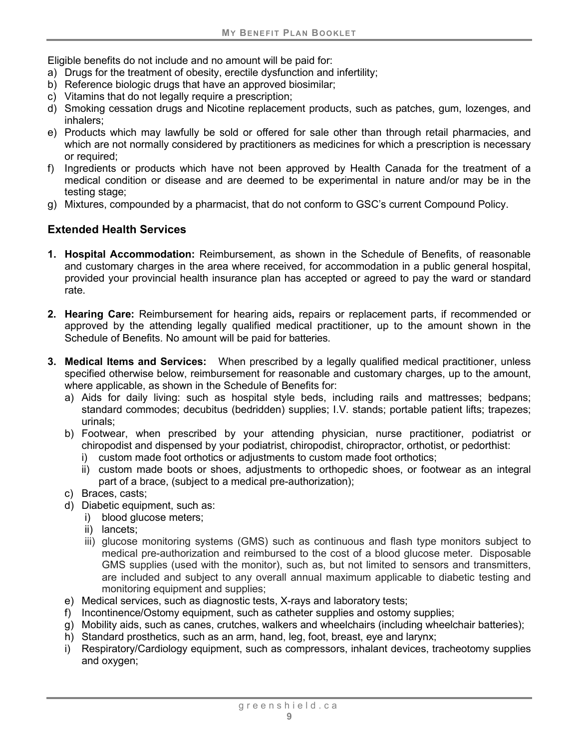Eligible benefits do not include and no amount will be paid for:

a) Drugs for the treatment of obesity, erectile dysfunction and infertility;
b) Reference biologic drugs that have an approved biosimilar;
c) Vitamins that do not legally require a prescription;
d) Smoking cessation drugs and Nicotine replacement products, such as patches, gum, lozenges, and inhalers;
e) Products which may lawfully be sold or offered for sale other than through retail pharmacies, and which are not normally considered by practitioners as medicines for which a prescription is necessary or required;
f) Ingredients or products which have not been approved by Health Canada for the treatment of a medical condition or disease and are deemed to be experimental in nature and/or may be in the testing stage;
g) Mixtures, compounded by a pharmacist, that do not conform to GSC's current Compound Policy.

## Extended Health Services

1. **Hospital Accommodation:** Reimbursement, as shown in the Schedule of Benefits, of reasonable and customary charges in the area where received, for accommodation in a public general hospital, provided your provincial health insurance plan has accepted or agreed to pay the ward or standard rate.

2. **Hearing Care:** Reimbursement for hearing aids**,** repairs or replacement parts, if recommended or approved by the attending legally qualified medical practitioner, up to the amount shown in the Schedule of Benefits. No amount will be paid for batteries.

3. **Medical Items and Services:** When prescribed by a legally qualified medical practitioner, unless specified otherwise below, reimbursement for reasonable and customary charges, up to the amount, where applicable, as shown in the Schedule of Benefits for:
   a) Aids for daily living: such as hospital style beds, including rails and mattresses; bedpans; standard commodes; decubitus (bedridden) supplies; I.V. stands; portable patient lifts; trapezes; urinals;
   b) Footwear, when prescribed by your attending physician, nurse practitioner, podiatrist or chiropodist and dispensed by your podiatrist, chiropodist, chiropractor, orthotist, or pedorthist:
      i) custom made foot orthotics or adjustments to custom made foot orthotics;
      ii) custom made boots or shoes, adjustments to orthopedic shoes, or footwear as an integral part of a brace, (subject to a medical pre-authorization);
   c) Braces, casts;
   d) Diabetic equipment, such as:
      i) blood glucose meters;
      ii) lancets;
      iii) glucose monitoring systems (GMS) such as continuous and flash type monitors subject to medical pre-authorization and reimbursed to the cost of a blood glucose meter. Disposable GMS supplies (used with the monitor), such as, but not limited to sensors and transmitters, are included and subject to any overall annual maximum applicable to diabetic testing and monitoring equipment and supplies;
   e) Medical services, such as diagnostic tests, X-rays and laboratory tests;
   f) Incontinence/Ostomy equipment, such as catheter supplies and ostomy supplies;
   g) Mobility aids, such as canes, crutches, walkers and wheelchairs (including wheelchair batteries);
   h) Standard prosthetics, such as an arm, hand, leg, foot, breast, eye and larynx;
   i) Respiratory/Cardiology equipment, such as compressors, inhalant devices, tracheotomy supplies and oxygen;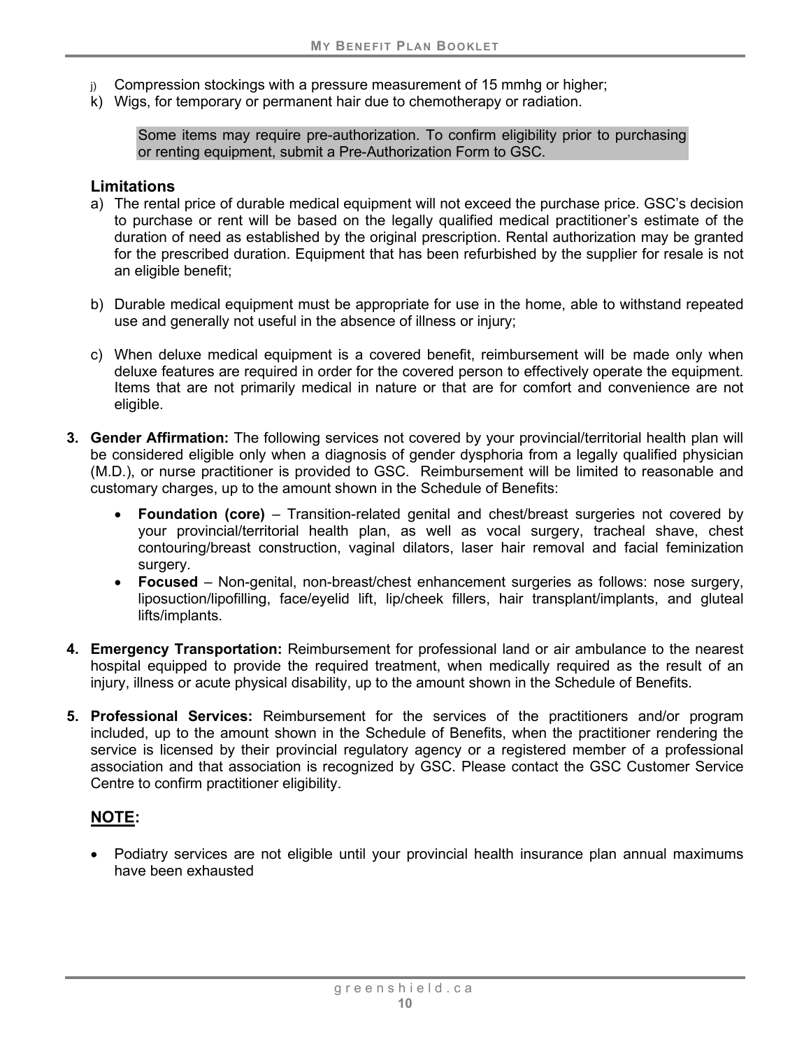j) Compression stockings with a pressure measurement of 15 mmhg or higher;
k) Wigs, for temporary or permanent hair due to chemotherapy or radiation.

> Some items may require pre-authorization. To confirm eligibility prior to purchasing or renting equipment, submit a Pre-Authorization Form to GSC.

### Limitations

a) The rental price of durable medical equipment will not exceed the purchase price. GSC's decision to purchase or rent will be based on the legally qualified medical practitioner's estimate of the duration of need as established by the original prescription. Rental authorization may be granted for the prescribed duration. Equipment that has been refurbished by the supplier for resale is not an eligible benefit;

b) Durable medical equipment must be appropriate for use in the home, able to withstand repeated use and generally not useful in the absence of illness or injury;

c) When deluxe medical equipment is a covered benefit, reimbursement will be made only when deluxe features are required in order for the covered person to effectively operate the equipment. Items that are not primarily medical in nature or that are for comfort and convenience are not eligible.

3. **Gender Affirmation:** The following services not covered by your provincial/territorial health plan will be considered eligible only when a diagnosis of gender dysphoria from a legally qualified physician (M.D.), or nurse practitioner is provided to GSC. Reimbursement will be limited to reasonable and customary charges, up to the amount shown in the Schedule of Benefits:
   - **Foundation (core)** – Transition-related genital and chest/breast surgeries not covered by your provincial/territorial health plan, as well as vocal surgery, tracheal shave, chest contouring/breast construction, vaginal dilators, laser hair removal and facial feminization surgery.
   - **Focused** – Non-genital, non-breast/chest enhancement surgeries as follows: nose surgery, liposuction/lipofilling, face/eyelid lift, lip/cheek fillers, hair transplant/implants, and gluteal lifts/implants.

4. **Emergency Transportation:** Reimbursement for professional land or air ambulance to the nearest hospital equipped to provide the required treatment, when medically required as the result of an injury, illness or acute physical disability, up to the amount shown in the Schedule of Benefits.

5. **Professional Services:** Reimbursement for the services of the practitioners and/or program included, up to the amount shown in the Schedule of Benefits, when the practitioner rendering the service is licensed by their provincial regulatory agency or a registered member of a professional association and that association is recognized by GSC. Please contact the GSC Customer Service Centre to confirm practitioner eligibility.

### NOTE:

- Podiatry services are not eligible until your provincial health insurance plan annual maximums have been exhausted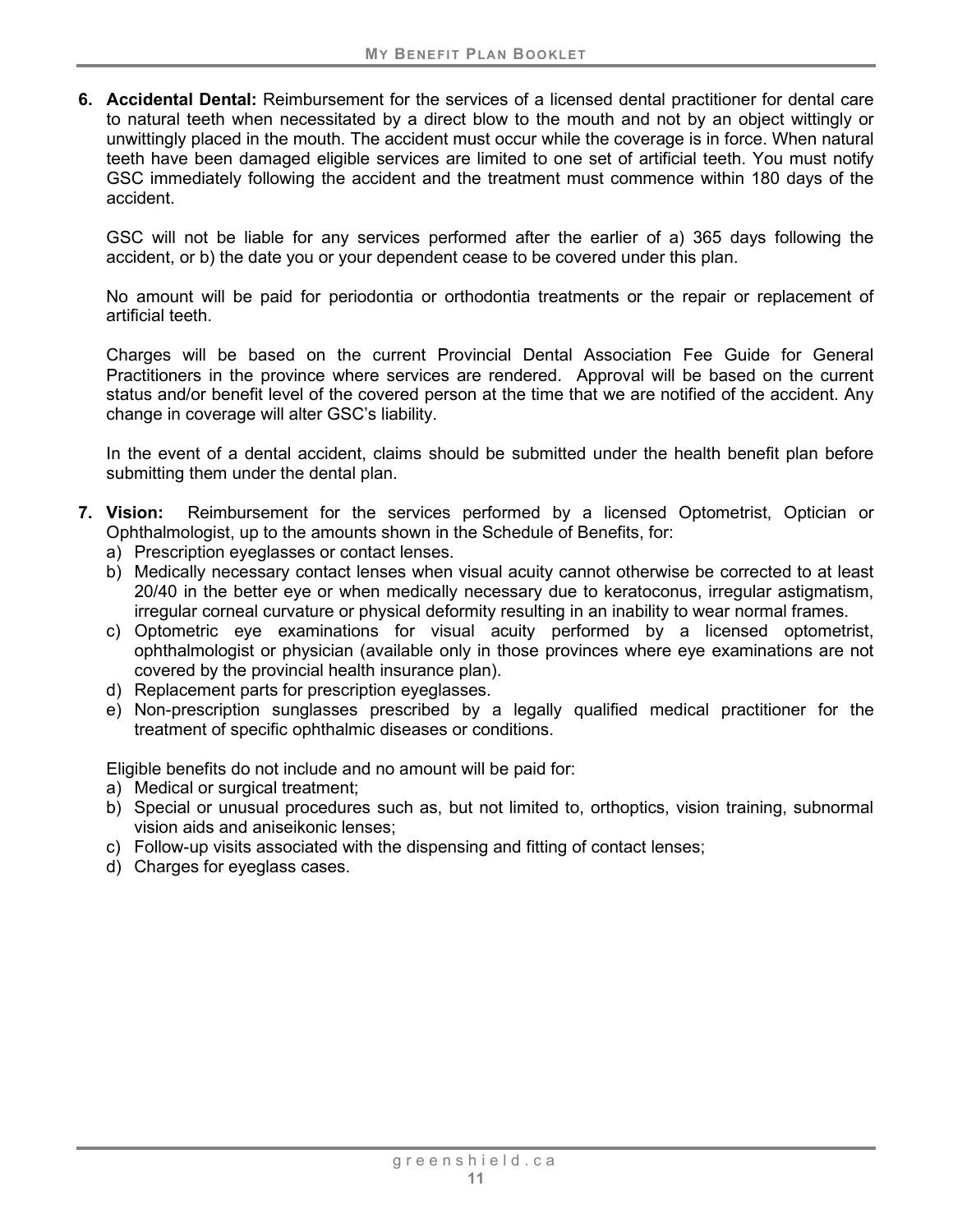6. **Accidental Dental:** Reimbursement for the services of a licensed dental practitioner for dental care to natural teeth when necessitated by a direct blow to the mouth and not by an object wittingly or unwittingly placed in the mouth. The accident must occur while the coverage is in force. When natural teeth have been damaged eligible services are limited to one set of artificial teeth. You must notify GSC immediately following the accident and the treatment must commence within 180 days of the accident.

   GSC will not be liable for any services performed after the earlier of a) 365 days following the accident, or b) the date you or your dependent cease to be covered under this plan.

   No amount will be paid for periodontia or orthodontia treatments or the repair or replacement of artificial teeth.

   Charges will be based on the current Provincial Dental Association Fee Guide for General Practitioners in the province where services are rendered. Approval will be based on the current status and/or benefit level of the covered person at the time that we are notified of the accident. Any change in coverage will alter GSC's liability.

   In the event of a dental accident, claims should be submitted under the health benefit plan before submitting them under the dental plan.

7. **Vision:** Reimbursement for the services performed by a licensed Optometrist, Optician or Ophthalmologist, up to the amounts shown in the Schedule of Benefits, for:
   a) Prescription eyeglasses or contact lenses.
   b) Medically necessary contact lenses when visual acuity cannot otherwise be corrected to at least 20/40 in the better eye or when medically necessary due to keratoconus, irregular astigmatism, irregular corneal curvature or physical deformity resulting in an inability to wear normal frames.
   c) Optometric eye examinations for visual acuity performed by a licensed optometrist, ophthalmologist or physician (available only in those provinces where eye examinations are not covered by the provincial health insurance plan).
   d) Replacement parts for prescription eyeglasses.
   e) Non-prescription sunglasses prescribed by a legally qualified medical practitioner for the treatment of specific ophthalmic diseases or conditions.

   Eligible benefits do not include and no amount will be paid for:
   a) Medical or surgical treatment;
   b) Special or unusual procedures such as, but not limited to, orthoptics, vision training, subnormal vision aids and aniseikonic lenses;
   c) Follow-up visits associated with the dispensing and fitting of contact lenses;
   d) Charges for eyeglass cases.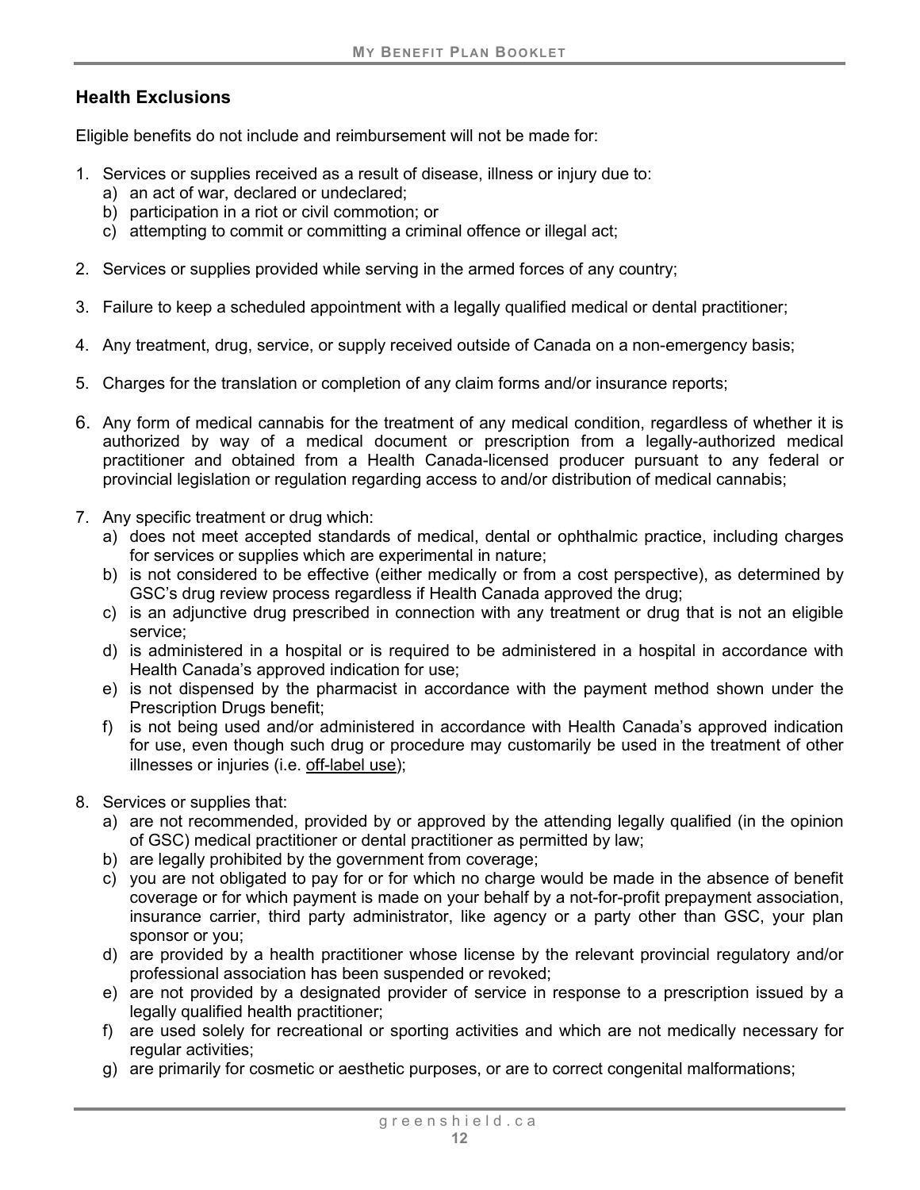## Health Exclusions

Eligible benefits do not include and reimbursement will not be made for:

1. Services or supplies received as a result of disease, illness or injury due to:
   a) an act of war, declared or undeclared;
   b) participation in a riot or civil commotion; or
   c) attempting to commit or committing a criminal offence or illegal act;

2. Services or supplies provided while serving in the armed forces of any country;

3. Failure to keep a scheduled appointment with a legally qualified medical or dental practitioner;

4. Any treatment, drug, service, or supply received outside of Canada on a non-emergency basis;

5. Charges for the translation or completion of any claim forms and/or insurance reports;

6. Any form of medical cannabis for the treatment of any medical condition, regardless of whether it is authorized by way of a medical document or prescription from a legally-authorized medical practitioner and obtained from a Health Canada-licensed producer pursuant to any federal or provincial legislation or regulation regarding access to and/or distribution of medical cannabis;

7. Any specific treatment or drug which:
   a) does not meet accepted standards of medical, dental or ophthalmic practice, including charges for services or supplies which are experimental in nature;
   b) is not considered to be effective (either medically or from a cost perspective), as determined by GSC's drug review process regardless if Health Canada approved the drug;
   c) is an adjunctive drug prescribed in connection with any treatment or drug that is not an eligible service;
   d) is administered in a hospital or is required to be administered in a hospital in accordance with Health Canada's approved indication for use;
   e) is not dispensed by the pharmacist in accordance with the payment method shown under the Prescription Drugs benefit;
   f) is not being used and/or administered in accordance with Health Canada's approved indication for use, even though such drug or procedure may customarily be used in the treatment of other illnesses or injuries (i.e. off-label use);

8. Services or supplies that:
   a) are not recommended, provided by or approved by the attending legally qualified (in the opinion of GSC) medical practitioner or dental practitioner as permitted by law;
   b) are legally prohibited by the government from coverage;
   c) you are not obligated to pay for or for which no charge would be made in the absence of benefit coverage or for which payment is made on your behalf by a not-for-profit prepayment association, insurance carrier, third party administrator, like agency or a party other than GSC, your plan sponsor or you;
   d) are provided by a health practitioner whose license by the relevant provincial regulatory and/or professional association has been suspended or revoked;
   e) are not provided by a designated provider of service in response to a prescription issued by a legally qualified health practitioner;
   f) are used solely for recreational or sporting activities and which are not medically necessary for regular activities;
   g) are primarily for cosmetic or aesthetic purposes, or are to correct congenital malformations;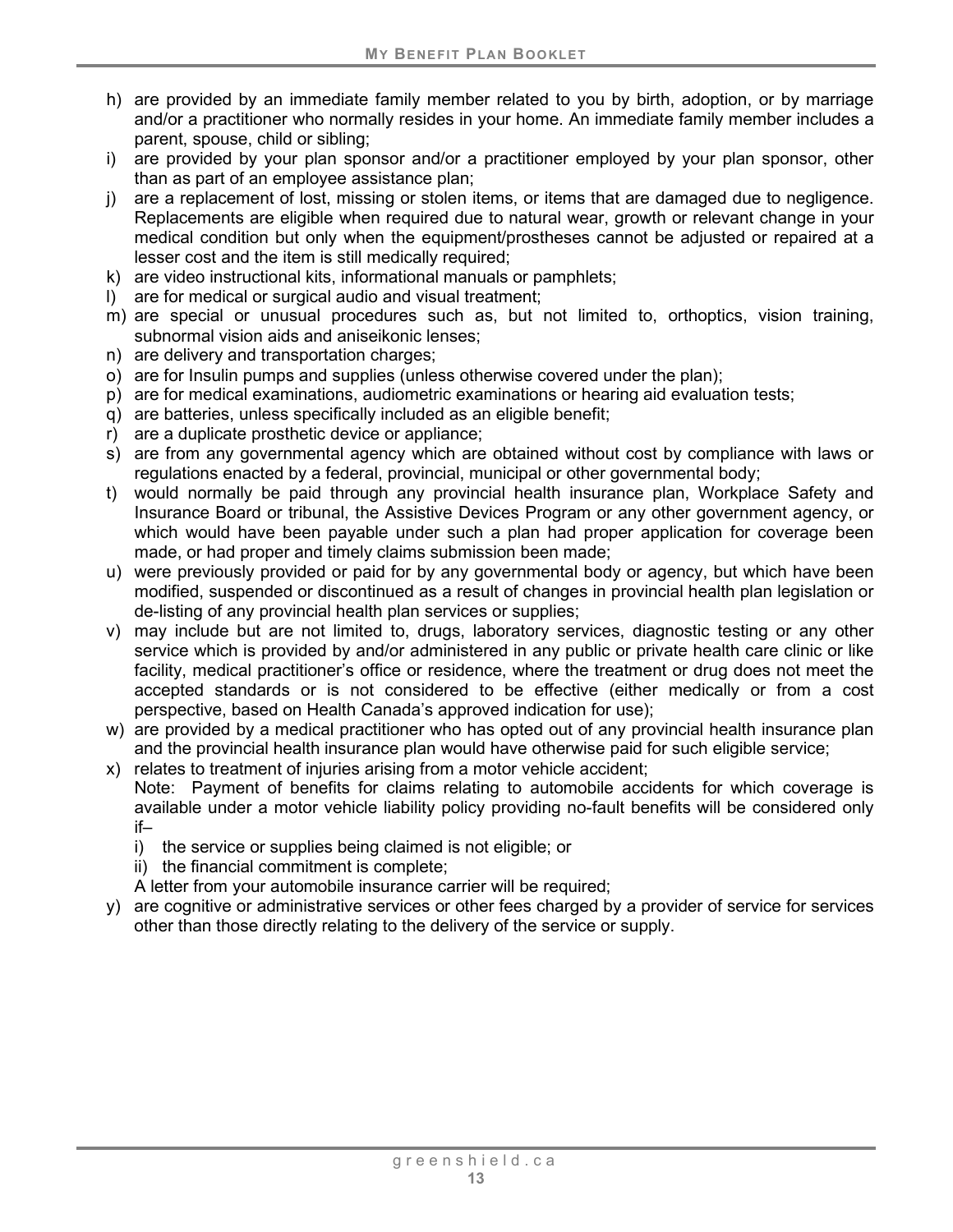h) are provided by an immediate family member related to you by birth, adoption, or by marriage and/or a practitioner who normally resides in your home. An immediate family member includes a parent, spouse, child or sibling;
i) are provided by your plan sponsor and/or a practitioner employed by your plan sponsor, other than as part of an employee assistance plan;
j) are a replacement of lost, missing or stolen items, or items that are damaged due to negligence. Replacements are eligible when required due to natural wear, growth or relevant change in your medical condition but only when the equipment/prostheses cannot be adjusted or repaired at a lesser cost and the item is still medically required;
k) are video instructional kits, informational manuals or pamphlets;
l) are for medical or surgical audio and visual treatment;
m) are special or unusual procedures such as, but not limited to, orthoptics, vision training, subnormal vision aids and aniseikonic lenses;
n) are delivery and transportation charges;
o) are for Insulin pumps and supplies (unless otherwise covered under the plan);
p) are for medical examinations, audiometric examinations or hearing aid evaluation tests;
q) are batteries, unless specifically included as an eligible benefit;
r) are a duplicate prosthetic device or appliance;
s) are from any governmental agency which are obtained without cost by compliance with laws or regulations enacted by a federal, provincial, municipal or other governmental body;
t) would normally be paid through any provincial health insurance plan, Workplace Safety and Insurance Board or tribunal, the Assistive Devices Program or any other government agency, or which would have been payable under such a plan had proper application for coverage been made, or had proper and timely claims submission been made;
u) were previously provided or paid for by any governmental body or agency, but which have been modified, suspended or discontinued as a result of changes in provincial health plan legislation or de-listing of any provincial health plan services or supplies;
v) may include but are not limited to, drugs, laboratory services, diagnostic testing or any other service which is provided by and/or administered in any public or private health care clinic or like facility, medical practitioner's office or residence, where the treatment or drug does not meet the accepted standards or is not considered to be effective (either medically or from a cost perspective, based on Health Canada's approved indication for use);
w) are provided by a medical practitioner who has opted out of any provincial health insurance plan and the provincial health insurance plan would have otherwise paid for such eligible service;
x) relates to treatment of injuries arising from a motor vehicle accident;
   Note: Payment of benefits for claims relating to automobile accidents for which coverage is available under a motor vehicle liability policy providing no-fault benefits will be considered only if–
   i) the service or supplies being claimed is not eligible; or
   ii) the financial commitment is complete;

   A letter from your automobile insurance carrier will be required;
y) are cognitive or administrative services or other fees charged by a provider of service for services other than those directly relating to the delivery of the service or supply.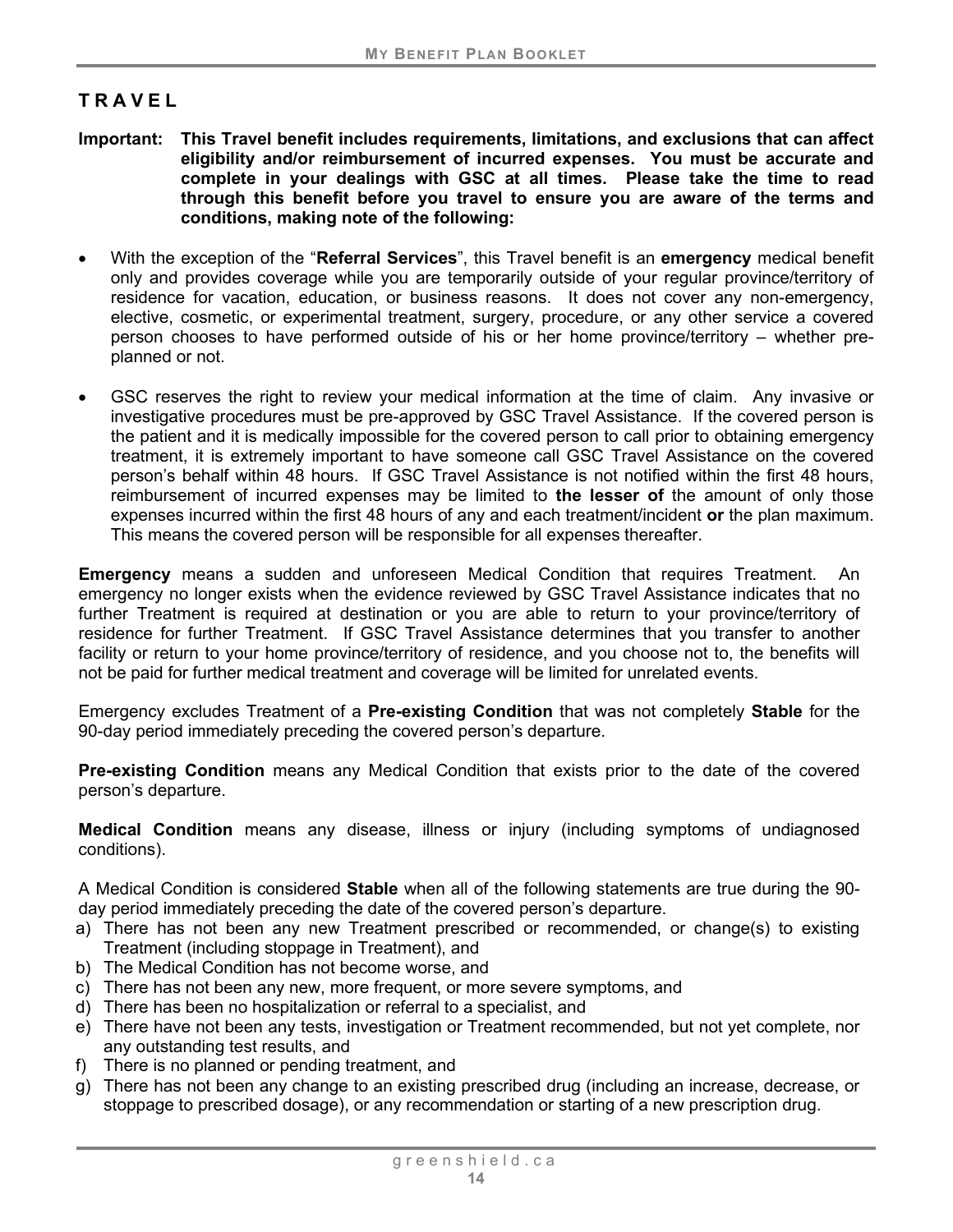# TRAVEL

**Important: This Travel benefit includes requirements, limitations, and exclusions that can affect eligibility and/or reimbursement of incurred expenses. You must be accurate and complete in your dealings with GSC at all times. Please take the time to read through this benefit before you travel to ensure you are aware of the terms and conditions, making note of the following:**

- With the exception of the "**Referral Services**", this Travel benefit is an **emergency** medical benefit only and provides coverage while you are temporarily outside of your regular province/territory of residence for vacation, education, or business reasons. It does not cover any non-emergency, elective, cosmetic, or experimental treatment, surgery, procedure, or any other service a covered person chooses to have performed outside of his or her home province/territory – whether pre-planned or not.
- GSC reserves the right to review your medical information at the time of claim. Any invasive or investigative procedures must be pre-approved by GSC Travel Assistance. If the covered person is the patient and it is medically impossible for the covered person to call prior to obtaining emergency treatment, it is extremely important to have someone call GSC Travel Assistance on the covered person's behalf within 48 hours. If GSC Travel Assistance is not notified within the first 48 hours, reimbursement of incurred expenses may be limited to **the lesser of** the amount of only those expenses incurred within the first 48 hours of any and each treatment/incident **or** the plan maximum. This means the covered person will be responsible for all expenses thereafter.

**Emergency** means a sudden and unforeseen Medical Condition that requires Treatment. An emergency no longer exists when the evidence reviewed by GSC Travel Assistance indicates that no further Treatment is required at destination or you are able to return to your province/territory of residence for further Treatment. If GSC Travel Assistance determines that you transfer to another facility or return to your home province/territory of residence, and you choose not to, the benefits will not be paid for further medical treatment and coverage will be limited for unrelated events.

Emergency excludes Treatment of a **Pre-existing Condition** that was not completely **Stable** for the 90-day period immediately preceding the covered person's departure.

**Pre-existing Condition** means any Medical Condition that exists prior to the date of the covered person's departure.

**Medical Condition** means any disease, illness or injury (including symptoms of undiagnosed conditions).

A Medical Condition is considered **Stable** when all of the following statements are true during the 90-day period immediately preceding the date of the covered person's departure.

a) There has not been any new Treatment prescribed or recommended, or change(s) to existing Treatment (including stoppage in Treatment), and
b) The Medical Condition has not become worse, and
c) There has not been any new, more frequent, or more severe symptoms, and
d) There has been no hospitalization or referral to a specialist, and
e) There have not been any tests, investigation or Treatment recommended, but not yet complete, nor any outstanding test results, and
f) There is no planned or pending treatment, and
g) There has not been any change to an existing prescribed drug (including an increase, decrease, or stoppage to prescribed dosage), or any recommendation or starting of a new prescription drug.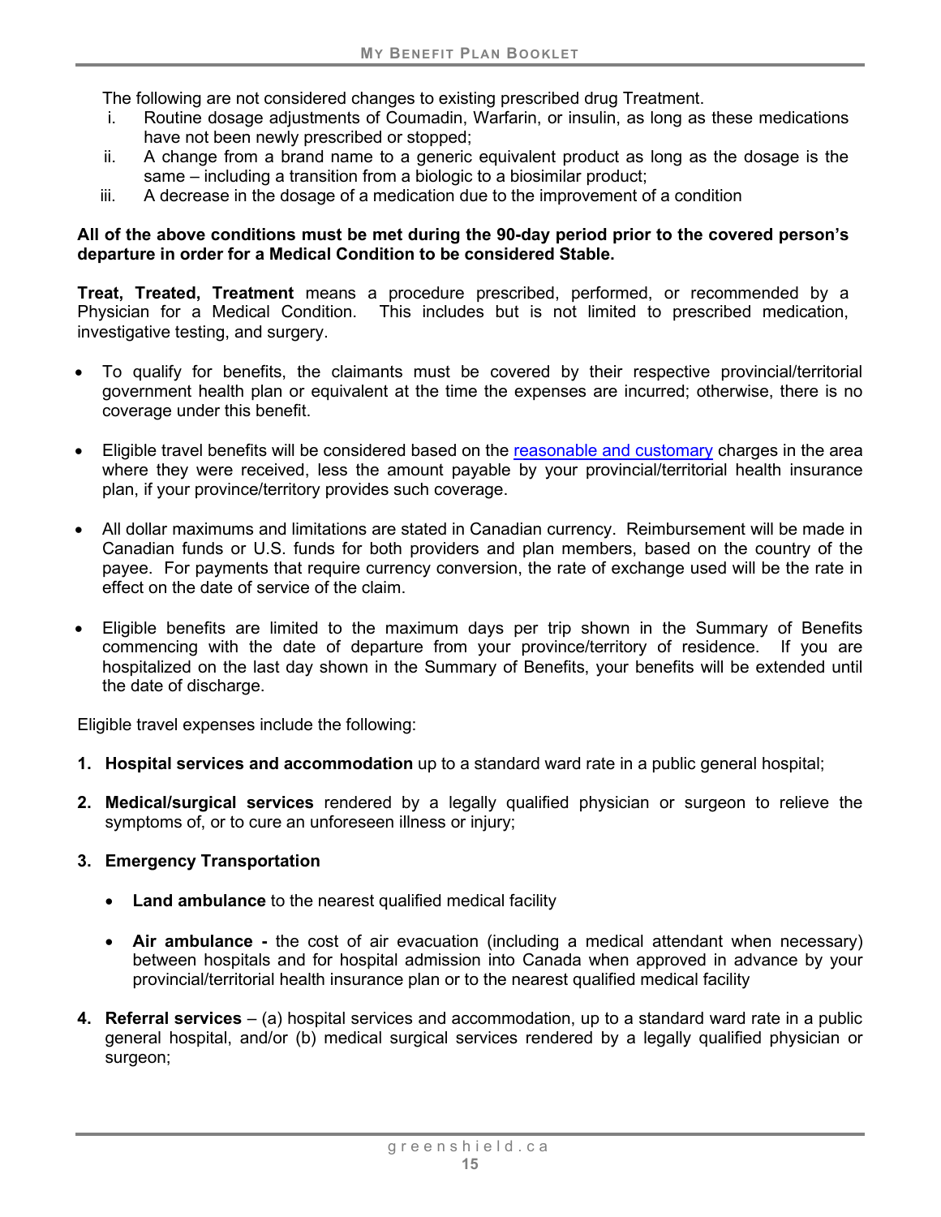The following are not considered changes to existing prescribed drug Treatment.

i. Routine dosage adjustments of Coumadin, Warfarin, or insulin, as long as these medications have not been newly prescribed or stopped;
ii. A change from a brand name to a generic equivalent product as long as the dosage is the same – including a transition from a biologic to a biosimilar product;
iii. A decrease in the dosage of a medication due to the improvement of a condition

**All of the above conditions must be met during the 90-day period prior to the covered person's departure in order for a Medical Condition to be considered Stable.**

**Treat, Treated, Treatment** means a procedure prescribed, performed, or recommended by a Physician for a Medical Condition. This includes but is not limited to prescribed medication, investigative testing, and surgery.

- To qualify for benefits, the claimants must be covered by their respective provincial/territorial government health plan or equivalent at the time the expenses are incurred; otherwise, there is no coverage under this benefit.
- Eligible travel benefits will be considered based on the reasonable and customary charges in the area where they were received, less the amount payable by your provincial/territorial health insurance plan, if your province/territory provides such coverage.
- All dollar maximums and limitations are stated in Canadian currency. Reimbursement will be made in Canadian funds or U.S. funds for both providers and plan members, based on the country of the payee. For payments that require currency conversion, the rate of exchange used will be the rate in effect on the date of service of the claim.
- Eligible benefits are limited to the maximum days per trip shown in the Summary of Benefits commencing with the date of departure from your province/territory of residence. If you are hospitalized on the last day shown in the Summary of Benefits, your benefits will be extended until the date of discharge.

Eligible travel expenses include the following:

1. **Hospital services and accommodation** up to a standard ward rate in a public general hospital;
2. **Medical/surgical services** rendered by a legally qualified physician or surgeon to relieve the symptoms of, or to cure an unforeseen illness or injury;
3. **Emergency Transportation**
   - **Land ambulance** to the nearest qualified medical facility
   - **Air ambulance -** the cost of air evacuation (including a medical attendant when necessary) between hospitals and for hospital admission into Canada when approved in advance by your provincial/territorial health insurance plan or to the nearest qualified medical facility
4. **Referral services** – (a) hospital services and accommodation, up to a standard ward rate in a public general hospital, and/or (b) medical surgical services rendered by a legally qualified physician or surgeon;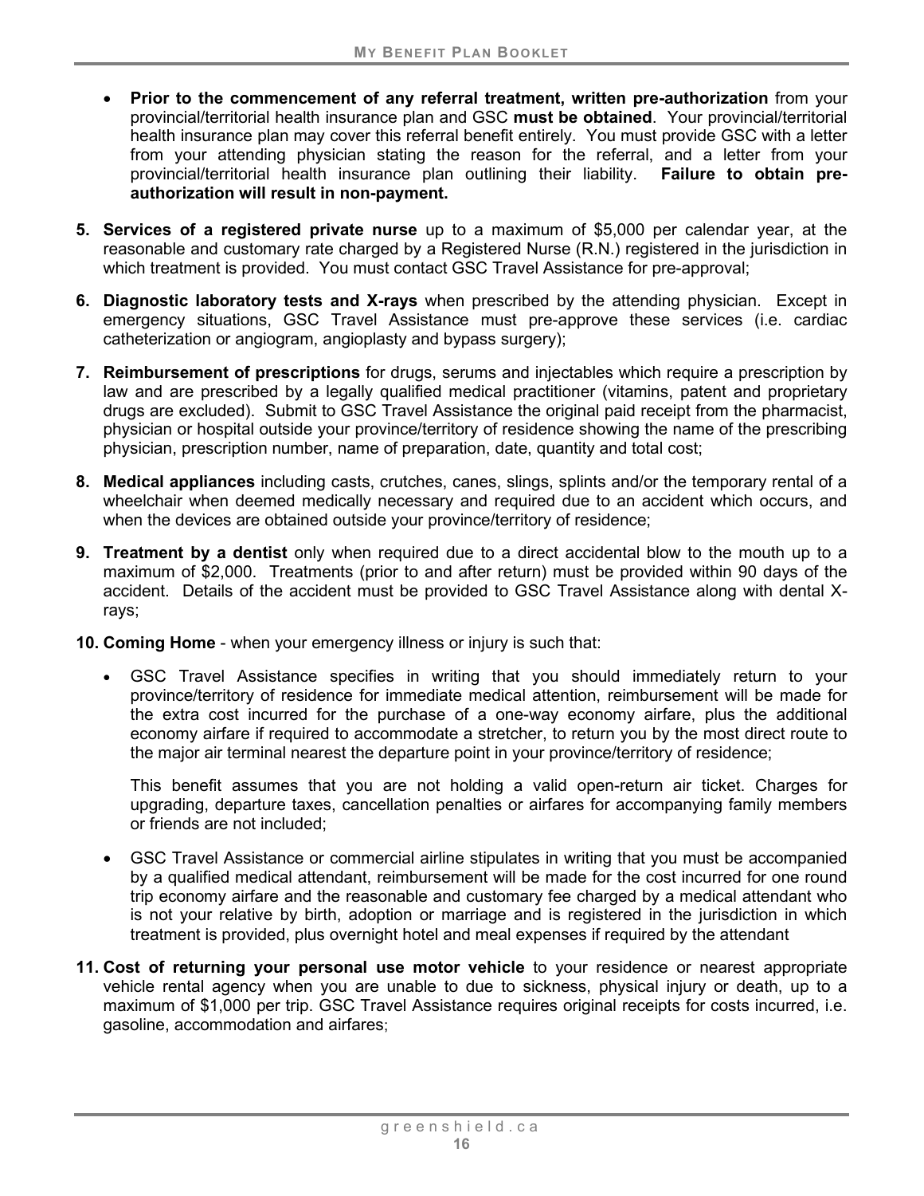- **Prior to the commencement of any referral treatment, written pre-authorization** from your provincial/territorial health insurance plan and GSC **must be obtained**. Your provincial/territorial health insurance plan may cover this referral benefit entirely. You must provide GSC with a letter from your attending physician stating the reason for the referral, and a letter from your provincial/territorial health insurance plan outlining their liability. **Failure to obtain pre-authorization will result in non-payment.**

5. **Services of a registered private nurse** up to a maximum of $5,000 per calendar year, at the reasonable and customary rate charged by a Registered Nurse (R.N.) registered in the jurisdiction in which treatment is provided. You must contact GSC Travel Assistance for pre-approval;

6. **Diagnostic laboratory tests and X-rays** when prescribed by the attending physician. Except in emergency situations, GSC Travel Assistance must pre-approve these services (i.e. cardiac catheterization or angiogram, angioplasty and bypass surgery);

7. **Reimbursement of prescriptions** for drugs, serums and injectables which require a prescription by law and are prescribed by a legally qualified medical practitioner (vitamins, patent and proprietary drugs are excluded). Submit to GSC Travel Assistance the original paid receipt from the pharmacist, physician or hospital outside your province/territory of residence showing the name of the prescribing physician, prescription number, name of preparation, date, quantity and total cost;

8. **Medical appliances** including casts, crutches, canes, slings, splints and/or the temporary rental of a wheelchair when deemed medically necessary and required due to an accident which occurs, and when the devices are obtained outside your province/territory of residence;

9. **Treatment by a dentist** only when required due to a direct accidental blow to the mouth up to a maximum of $2,000. Treatments (prior to and after return) must be provided within 90 days of the accident. Details of the accident must be provided to GSC Travel Assistance along with dental X-rays;

10. **Coming Home** - when your emergency illness or injury is such that:

    - GSC Travel Assistance specifies in writing that you should immediately return to your province/territory of residence for immediate medical attention, reimbursement will be made for the extra cost incurred for the purchase of a one-way economy airfare, plus the additional economy airfare if required to accommodate a stretcher, to return you by the most direct route to the major air terminal nearest the departure point in your province/territory of residence;

      This benefit assumes that you are not holding a valid open-return air ticket. Charges for upgrading, departure taxes, cancellation penalties or airfares for accompanying family members or friends are not included;

    - GSC Travel Assistance or commercial airline stipulates in writing that you must be accompanied by a qualified medical attendant, reimbursement will be made for the cost incurred for one round trip economy airfare and the reasonable and customary fee charged by a medical attendant who is not your relative by birth, adoption or marriage and is registered in the jurisdiction in which treatment is provided, plus overnight hotel and meal expenses if required by the attendant

11. **Cost of returning your personal use motor vehicle** to your residence or nearest appropriate vehicle rental agency when you are unable to due to sickness, physical injury or death, up to a maximum of $1,000 per trip. GSC Travel Assistance requires original receipts for costs incurred, i.e. gasoline, accommodation and airfares;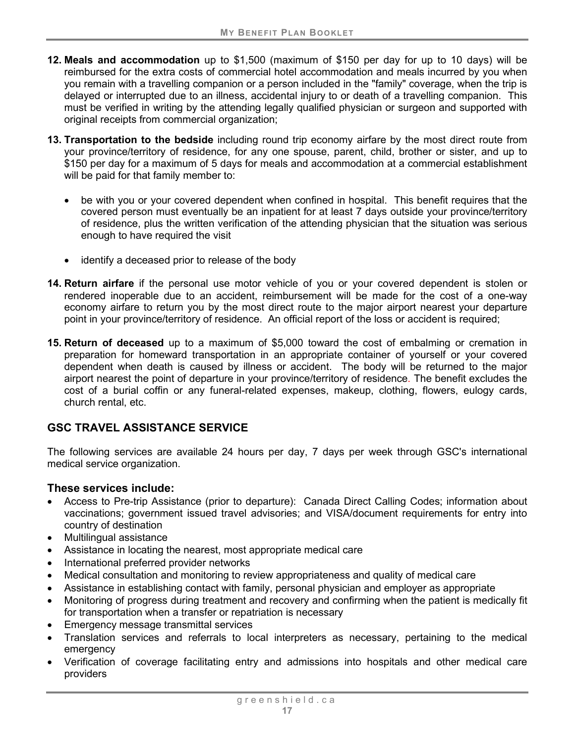12. **Meals and accommodation** up to $1,500 (maximum of $150 per day for up to 10 days) will be reimbursed for the extra costs of commercial hotel accommodation and meals incurred by you when you remain with a travelling companion or a person included in the "family" coverage, when the trip is delayed or interrupted due to an illness, accidental injury to or death of a travelling companion. This must be verified in writing by the attending legally qualified physician or surgeon and supported with original receipts from commercial organization;

13. **Transportation to the bedside** including round trip economy airfare by the most direct route from your province/territory of residence, for any one spouse, parent, child, brother or sister, and up to $150 per day for a maximum of 5 days for meals and accommodation at a commercial establishment will be paid for that family member to:

    - be with you or your covered dependent when confined in hospital. This benefit requires that the covered person must eventually be an inpatient for at least 7 days outside your province/territory of residence, plus the written verification of the attending physician that the situation was serious enough to have required the visit

    - identify a deceased prior to release of the body

14. **Return airfare** if the personal use motor vehicle of you or your covered dependent is stolen or rendered inoperable due to an accident, reimbursement will be made for the cost of a one-way economy airfare to return you by the most direct route to the major airport nearest your departure point in your province/territory of residence. An official report of the loss or accident is required;

15. **Return of deceased** up to a maximum of $5,000 toward the cost of embalming or cremation in preparation for homeward transportation in an appropriate container of yourself or your covered dependent when death is caused by illness or accident. The body will be returned to the major airport nearest the point of departure in your province/territory of residence. The benefit excludes the cost of a burial coffin or any funeral-related expenses, makeup, clothing, flowers, eulogy cards, church rental, etc.

## GSC TRAVEL ASSISTANCE SERVICE

The following services are available 24 hours per day, 7 days per week through GSC's international medical service organization.

### These services include:

- Access to Pre-trip Assistance (prior to departure): Canada Direct Calling Codes; information about vaccinations; government issued travel advisories; and VISA/document requirements for entry into country of destination
- Multilingual assistance
- Assistance in locating the nearest, most appropriate medical care
- International preferred provider networks
- Medical consultation and monitoring to review appropriateness and quality of medical care
- Assistance in establishing contact with family, personal physician and employer as appropriate
- Monitoring of progress during treatment and recovery and confirming when the patient is medically fit for transportation when a transfer or repatriation is necessary
- Emergency message transmittal services
- Translation services and referrals to local interpreters as necessary, pertaining to the medical emergency
- Verification of coverage facilitating entry and admissions into hospitals and other medical care providers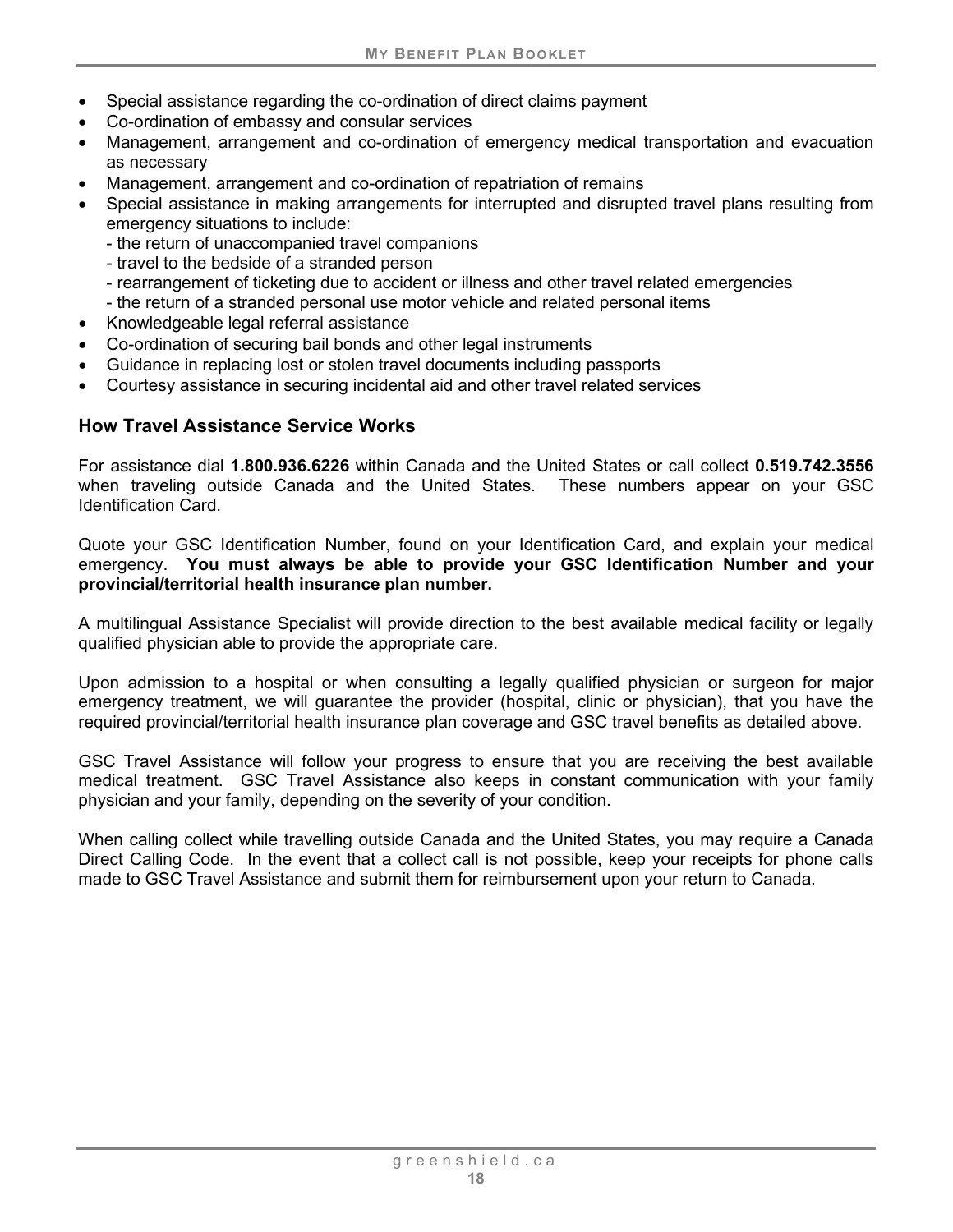- Special assistance regarding the co-ordination of direct claims payment
- Co-ordination of embassy and consular services
- Management, arrangement and co-ordination of emergency medical transportation and evacuation as necessary
- Management, arrangement and co-ordination of repatriation of remains
- Special assistance in making arrangements for interrupted and disrupted travel plans resulting from emergency situations to include:
  - the return of unaccompanied travel companions
  - travel to the bedside of a stranded person
  - rearrangement of ticketing due to accident or illness and other travel related emergencies
  - the return of a stranded personal use motor vehicle and related personal items
- Knowledgeable legal referral assistance
- Co-ordination of securing bail bonds and other legal instruments
- Guidance in replacing lost or stolen travel documents including passports
- Courtesy assistance in securing incidental aid and other travel related services

### How Travel Assistance Service Works

For assistance dial **1.800.936.6226** within Canada and the United States or call collect **0.519.742.3556** when traveling outside Canada and the United States. These numbers appear on your GSC Identification Card.

Quote your GSC Identification Number, found on your Identification Card, and explain your medical emergency. **You must always be able to provide your GSC Identification Number and your provincial/territorial health insurance plan number.**

A multilingual Assistance Specialist will provide direction to the best available medical facility or legally qualified physician able to provide the appropriate care.

Upon admission to a hospital or when consulting a legally qualified physician or surgeon for major emergency treatment, we will guarantee the provider (hospital, clinic or physician), that you have the required provincial/territorial health insurance plan coverage and GSC travel benefits as detailed above.

GSC Travel Assistance will follow your progress to ensure that you are receiving the best available medical treatment. GSC Travel Assistance also keeps in constant communication with your family physician and your family, depending on the severity of your condition.

When calling collect while travelling outside Canada and the United States, you may require a Canada Direct Calling Code. In the event that a collect call is not possible, keep your receipts for phone calls made to GSC Travel Assistance and submit them for reimbursement upon your return to Canada.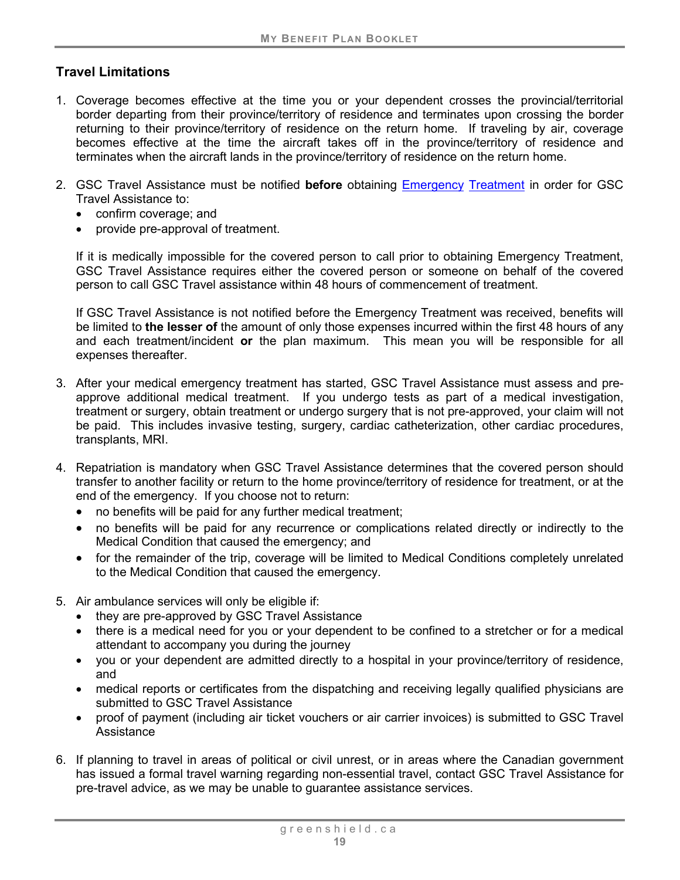### Travel Limitations

1. Coverage becomes effective at the time you or your dependent crosses the provincial/territorial border departing from their province/territory of residence and terminates upon crossing the border returning to their province/territory of residence on the return home. If traveling by air, coverage becomes effective at the time the aircraft takes off in the province/territory of residence and terminates when the aircraft lands in the province/territory of residence on the return home.

2. GSC Travel Assistance must be notified **before** obtaining Emergency Treatment in order for GSC Travel Assistance to:
   - confirm coverage; and
   - provide pre-approval of treatment.

   If it is medically impossible for the covered person to call prior to obtaining Emergency Treatment, GSC Travel Assistance requires either the covered person or someone on behalf of the covered person to call GSC Travel assistance within 48 hours of commencement of treatment.

   If GSC Travel Assistance is not notified before the Emergency Treatment was received, benefits will be limited to **the lesser of** the amount of only those expenses incurred within the first 48 hours of any and each treatment/incident **or** the plan maximum. This mean you will be responsible for all expenses thereafter.

3. After your medical emergency treatment has started, GSC Travel Assistance must assess and pre-approve additional medical treatment. If you undergo tests as part of a medical investigation, treatment or surgery, obtain treatment or undergo surgery that is not pre-approved, your claim will not be paid. This includes invasive testing, surgery, cardiac catheterization, other cardiac procedures, transplants, MRI.

4. Repatriation is mandatory when GSC Travel Assistance determines that the covered person should transfer to another facility or return to the home province/territory of residence for treatment, or at the end of the emergency. If you choose not to return:
   - no benefits will be paid for any further medical treatment;
   - no benefits will be paid for any recurrence or complications related directly or indirectly to the Medical Condition that caused the emergency; and
   - for the remainder of the trip, coverage will be limited to Medical Conditions completely unrelated to the Medical Condition that caused the emergency.

5. Air ambulance services will only be eligible if:
   - they are pre-approved by GSC Travel Assistance
   - there is a medical need for you or your dependent to be confined to a stretcher or for a medical attendant to accompany you during the journey
   - you or your dependent are admitted directly to a hospital in your province/territory of residence, and
   - medical reports or certificates from the dispatching and receiving legally qualified physicians are submitted to GSC Travel Assistance
   - proof of payment (including air ticket vouchers or air carrier invoices) is submitted to GSC Travel Assistance

6. If planning to travel in areas of political or civil unrest, or in areas where the Canadian government has issued a formal travel warning regarding non-essential travel, contact GSC Travel Assistance for pre-travel advice, as we may be unable to guarantee assistance services.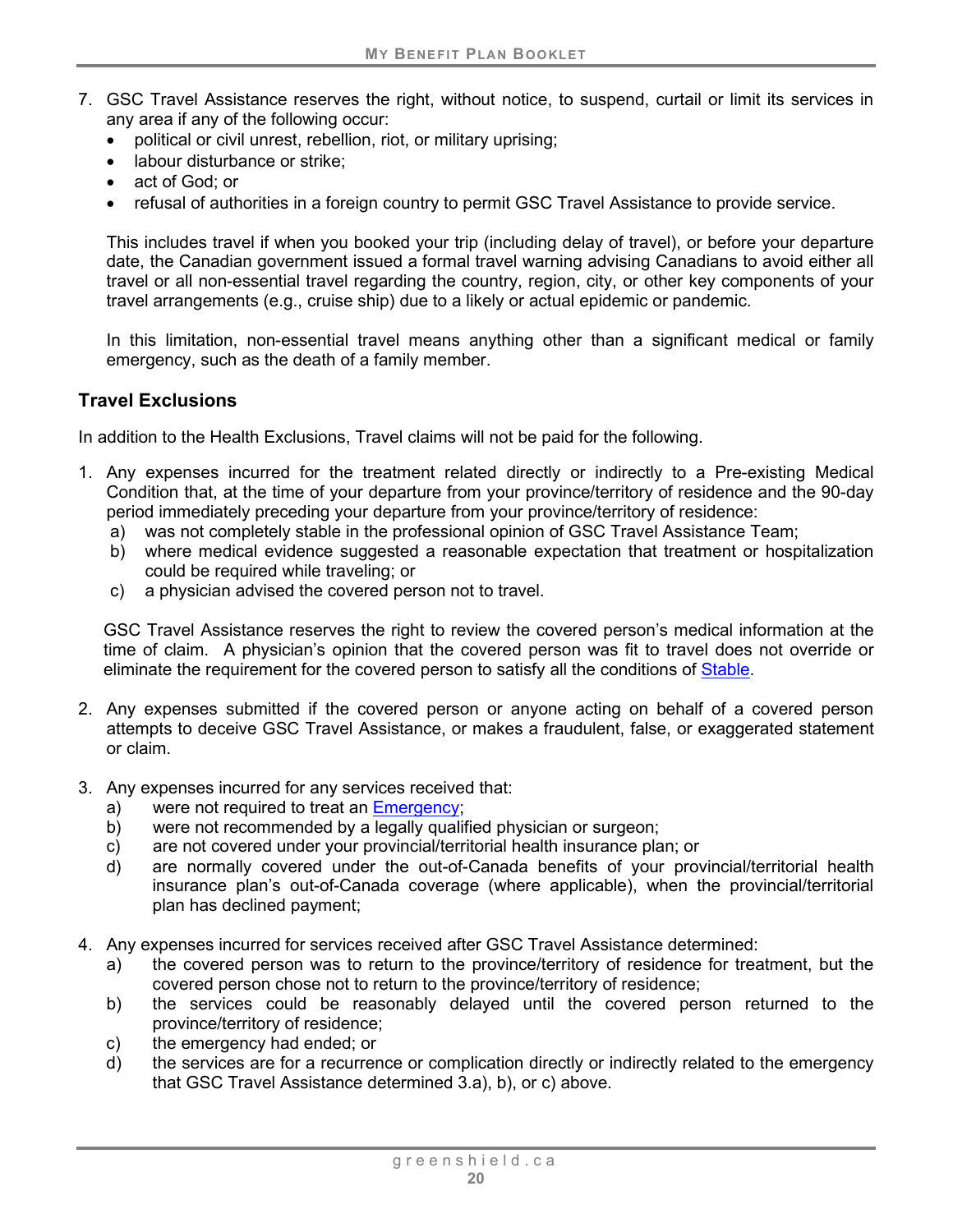7. GSC Travel Assistance reserves the right, without notice, to suspend, curtail or limit its services in any area if any of the following occur:
   - political or civil unrest, rebellion, riot, or military uprising;
   - labour disturbance or strike;
   - act of God; or
   - refusal of authorities in a foreign country to permit GSC Travel Assistance to provide service.

   This includes travel if when you booked your trip (including delay of travel), or before your departure date, the Canadian government issued a formal travel warning advising Canadians to avoid either all travel or all non-essential travel regarding the country, region, city, or other key components of your travel arrangements (e.g., cruise ship) due to a likely or actual epidemic or pandemic.

   In this limitation, non-essential travel means anything other than a significant medical or family emergency, such as the death of a family member.

### Travel Exclusions

In addition to the Health Exclusions, Travel claims will not be paid for the following.

1. Any expenses incurred for the treatment related directly or indirectly to a Pre-existing Medical Condition that, at the time of your departure from your province/territory of residence and the 90-day period immediately preceding your departure from your province/territory of residence:
   a) was not completely stable in the professional opinion of GSC Travel Assistance Team;
   b) where medical evidence suggested a reasonable expectation that treatment or hospitalization could be required while traveling; or
   c) a physician advised the covered person not to travel.

   GSC Travel Assistance reserves the right to review the covered person's medical information at the time of claim. A physician's opinion that the covered person was fit to travel does not override or eliminate the requirement for the covered person to satisfy all the conditions of Stable.

2. Any expenses submitted if the covered person or anyone acting on behalf of a covered person attempts to deceive GSC Travel Assistance, or makes a fraudulent, false, or exaggerated statement or claim.

3. Any expenses incurred for any services received that:
   a) were not required to treat an Emergency;
   b) were not recommended by a legally qualified physician or surgeon;
   c) are not covered under your provincial/territorial health insurance plan; or
   d) are normally covered under the out-of-Canada benefits of your provincial/territorial health insurance plan's out-of-Canada coverage (where applicable), when the provincial/territorial plan has declined payment;

4. Any expenses incurred for services received after GSC Travel Assistance determined:
   a) the covered person was to return to the province/territory of residence for treatment, but the covered person chose not to return to the province/territory of residence;
   b) the services could be reasonably delayed until the covered person returned to the province/territory of residence;
   c) the emergency had ended; or
   d) the services are for a recurrence or complication directly or indirectly related to the emergency that GSC Travel Assistance determined 3.a), b), or c) above.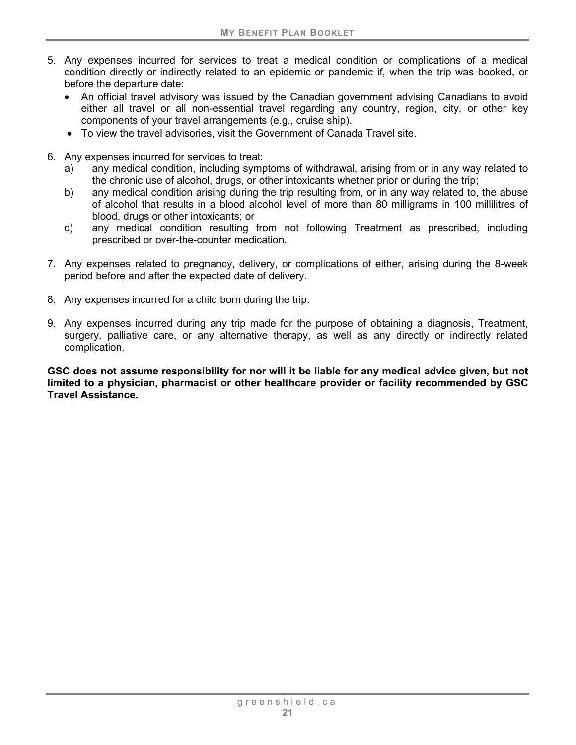5. Any expenses incurred for services to treat a medical condition or complications of a medical condition directly or indirectly related to an epidemic or pandemic if, when the trip was booked, or before the departure date:
   - An official travel advisory was issued by the Canadian government advising Canadians to avoid either all travel or all non-essential travel regarding any country, region, city, or other key components of your travel arrangements (e.g., cruise ship).
   - To view the travel advisories, visit the Government of Canada Travel site.

6. Any expenses incurred for services to treat:
   a) any medical condition, including symptoms of withdrawal, arising from or in any way related to the chronic use of alcohol, drugs, or other intoxicants whether prior or during the trip;
   b) any medical condition arising during the trip resulting from, or in any way related to, the abuse of alcohol that results in a blood alcohol level of more than 80 milligrams in 100 millilitres of blood, drugs or other intoxicants; or
   c) any medical condition resulting from not following Treatment as prescribed, including prescribed or over-the-counter medication.

7. Any expenses related to pregnancy, delivery, or complications of either, arising during the 8-week period before and after the expected date of delivery.

8. Any expenses incurred for a child born during the trip.

9. Any expenses incurred during any trip made for the purpose of obtaining a diagnosis, Treatment, surgery, palliative care, or any alternative therapy, as well as any directly or indirectly related complication.

**GSC does not assume responsibility for nor will it be liable for any medical advice given, but not limited to a physician, pharmacist or other healthcare provider or facility recommended by GSC Travel Assistance.**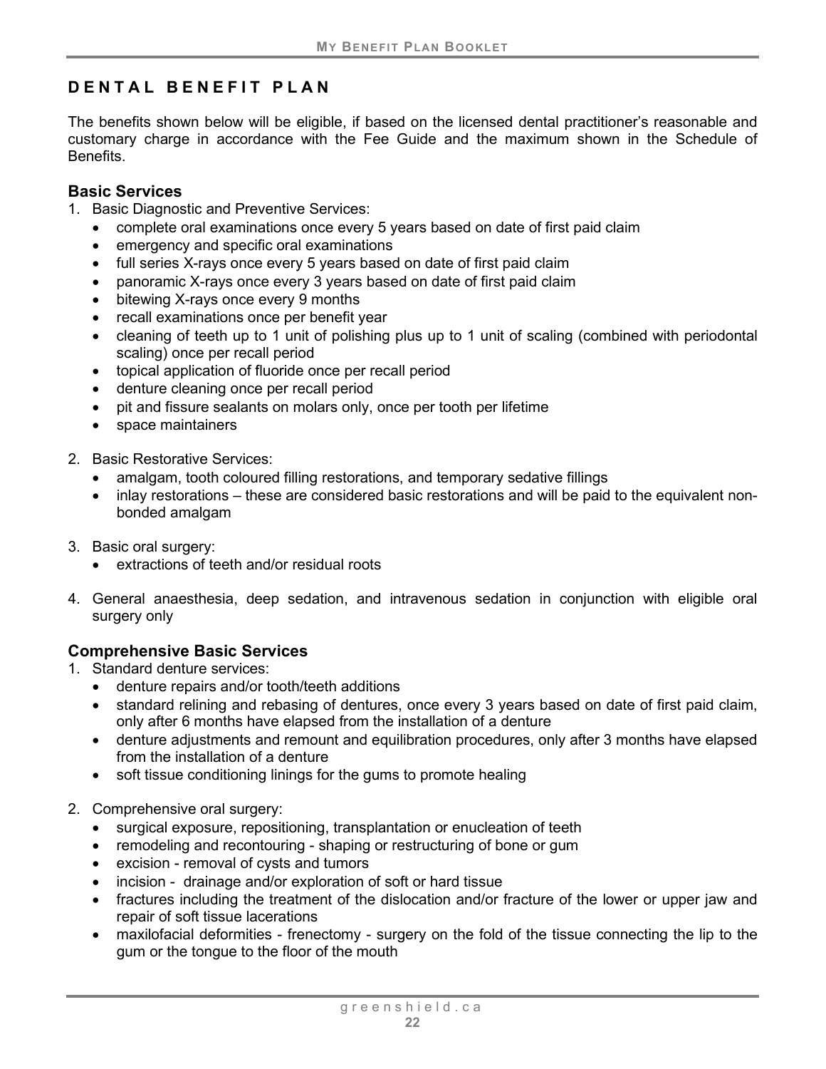## DENTAL BENEFIT PLAN

The benefits shown below will be eligible, if based on the licensed dental practitioner's reasonable and customary charge in accordance with the Fee Guide and the maximum shown in the Schedule of Benefits.

### Basic Services

1. Basic Diagnostic and Preventive Services:
   - complete oral examinations once every 5 years based on date of first paid claim
   - emergency and specific oral examinations
   - full series X-rays once every 5 years based on date of first paid claim
   - panoramic X-rays once every 3 years based on date of first paid claim
   - bitewing X-rays once every 9 months
   - recall examinations once per benefit year
   - cleaning of teeth up to 1 unit of polishing plus up to 1 unit of scaling (combined with periodontal scaling) once per recall period
   - topical application of fluoride once per recall period
   - denture cleaning once per recall period
   - pit and fissure sealants on molars only, once per tooth per lifetime
   - space maintainers

2. Basic Restorative Services:
   - amalgam, tooth coloured filling restorations, and temporary sedative fillings
   - inlay restorations – these are considered basic restorations and will be paid to the equivalent non-bonded amalgam

3. Basic oral surgery:
   - extractions of teeth and/or residual roots

4. General anaesthesia, deep sedation, and intravenous sedation in conjunction with eligible oral surgery only

### Comprehensive Basic Services

1. Standard denture services:
   - denture repairs and/or tooth/teeth additions
   - standard relining and rebasing of dentures, once every 3 years based on date of first paid claim, only after 6 months have elapsed from the installation of a denture
   - denture adjustments and remount and equilibration procedures, only after 3 months have elapsed from the installation of a denture
   - soft tissue conditioning linings for the gums to promote healing

2. Comprehensive oral surgery:
   - surgical exposure, repositioning, transplantation or enucleation of teeth
   - remodeling and recontouring - shaping or restructuring of bone or gum
   - excision - removal of cysts and tumors
   - incision - drainage and/or exploration of soft or hard tissue
   - fractures including the treatment of the dislocation and/or fracture of the lower or upper jaw and repair of soft tissue lacerations
   - maxilofacial deformities - frenectomy - surgery on the fold of the tissue connecting the lip to the gum or the tongue to the floor of the mouth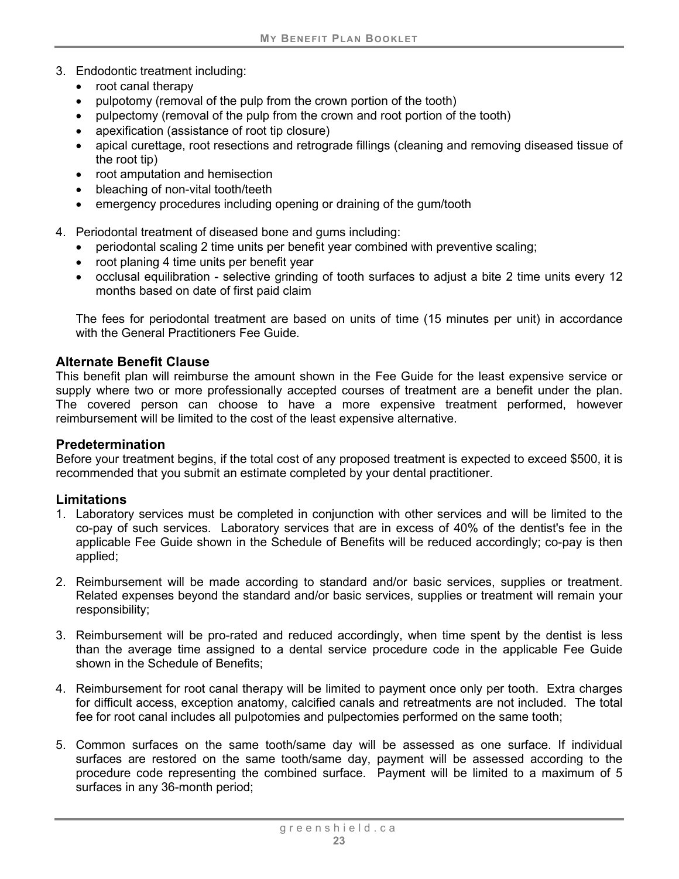3. Endodontic treatment including:
   - root canal therapy
   - pulpotomy (removal of the pulp from the crown portion of the tooth)
   - pulpectomy (removal of the pulp from the crown and root portion of the tooth)
   - apexification (assistance of root tip closure)
   - apical curettage, root resections and retrograde fillings (cleaning and removing diseased tissue of the root tip)
   - root amputation and hemisection
   - bleaching of non-vital tooth/teeth
   - emergency procedures including opening or draining of the gum/tooth

4. Periodontal treatment of diseased bone and gums including:
   - periodontal scaling 2 time units per benefit year combined with preventive scaling;
   - root planing 4 time units per benefit year
   - occlusal equilibration - selective grinding of tooth surfaces to adjust a bite 2 time units every 12 months based on date of first paid claim

   The fees for periodontal treatment are based on units of time (15 minutes per unit) in accordance with the General Practitioners Fee Guide.

## Alternate Benefit Clause

This benefit plan will reimburse the amount shown in the Fee Guide for the least expensive service or supply where two or more professionally accepted courses of treatment are a benefit under the plan. The covered person can choose to have a more expensive treatment performed, however reimbursement will be limited to the cost of the least expensive alternative.

## Predetermination

Before your treatment begins, if the total cost of any proposed treatment is expected to exceed $500, it is recommended that you submit an estimate completed by your dental practitioner.

## Limitations

1. Laboratory services must be completed in conjunction with other services and will be limited to the co-pay of such services. Laboratory services that are in excess of 40% of the dentist's fee in the applicable Fee Guide shown in the Schedule of Benefits will be reduced accordingly; co-pay is then applied;

2. Reimbursement will be made according to standard and/or basic services, supplies or treatment. Related expenses beyond the standard and/or basic services, supplies or treatment will remain your responsibility;

3. Reimbursement will be pro-rated and reduced accordingly, when time spent by the dentist is less than the average time assigned to a dental service procedure code in the applicable Fee Guide shown in the Schedule of Benefits;

4. Reimbursement for root canal therapy will be limited to payment once only per tooth. Extra charges for difficult access, exception anatomy, calcified canals and retreatments are not included. The total fee for root canal includes all pulpotomies and pulpectomies performed on the same tooth;

5. Common surfaces on the same tooth/same day will be assessed as one surface. If individual surfaces are restored on the same tooth/same day, payment will be assessed according to the procedure code representing the combined surface. Payment will be limited to a maximum of 5 surfaces in any 36-month period;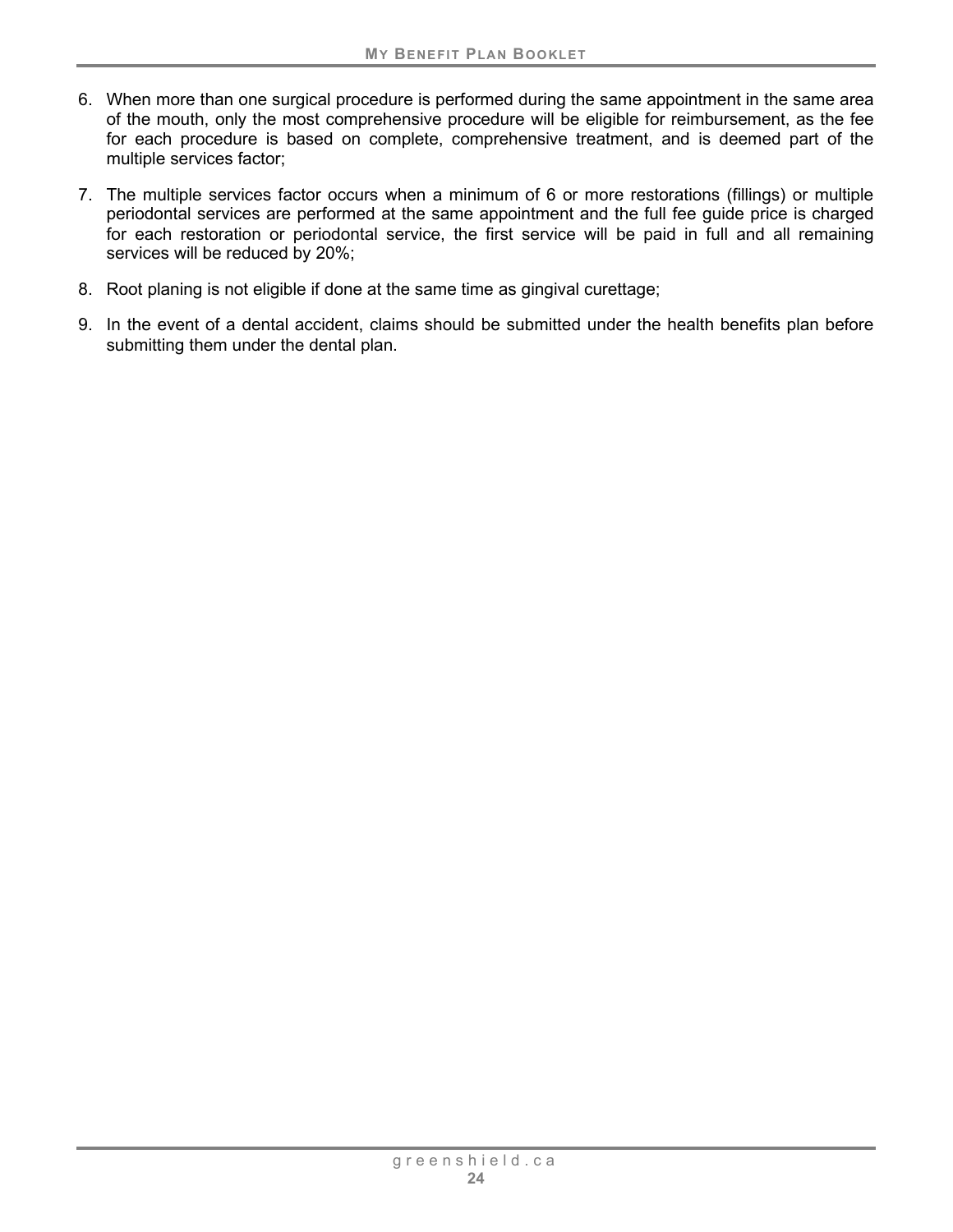6. When more than one surgical procedure is performed during the same appointment in the same area of the mouth, only the most comprehensive procedure will be eligible for reimbursement, as the fee for each procedure is based on complete, comprehensive treatment, and is deemed part of the multiple services factor;
7. The multiple services factor occurs when a minimum of 6 or more restorations (fillings) or multiple periodontal services are performed at the same appointment and the full fee guide price is charged for each restoration or periodontal service, the first service will be paid in full and all remaining services will be reduced by 20%;
8. Root planing is not eligible if done at the same time as gingival curettage;
9. In the event of a dental accident, claims should be submitted under the health benefits plan before submitting them under the dental plan.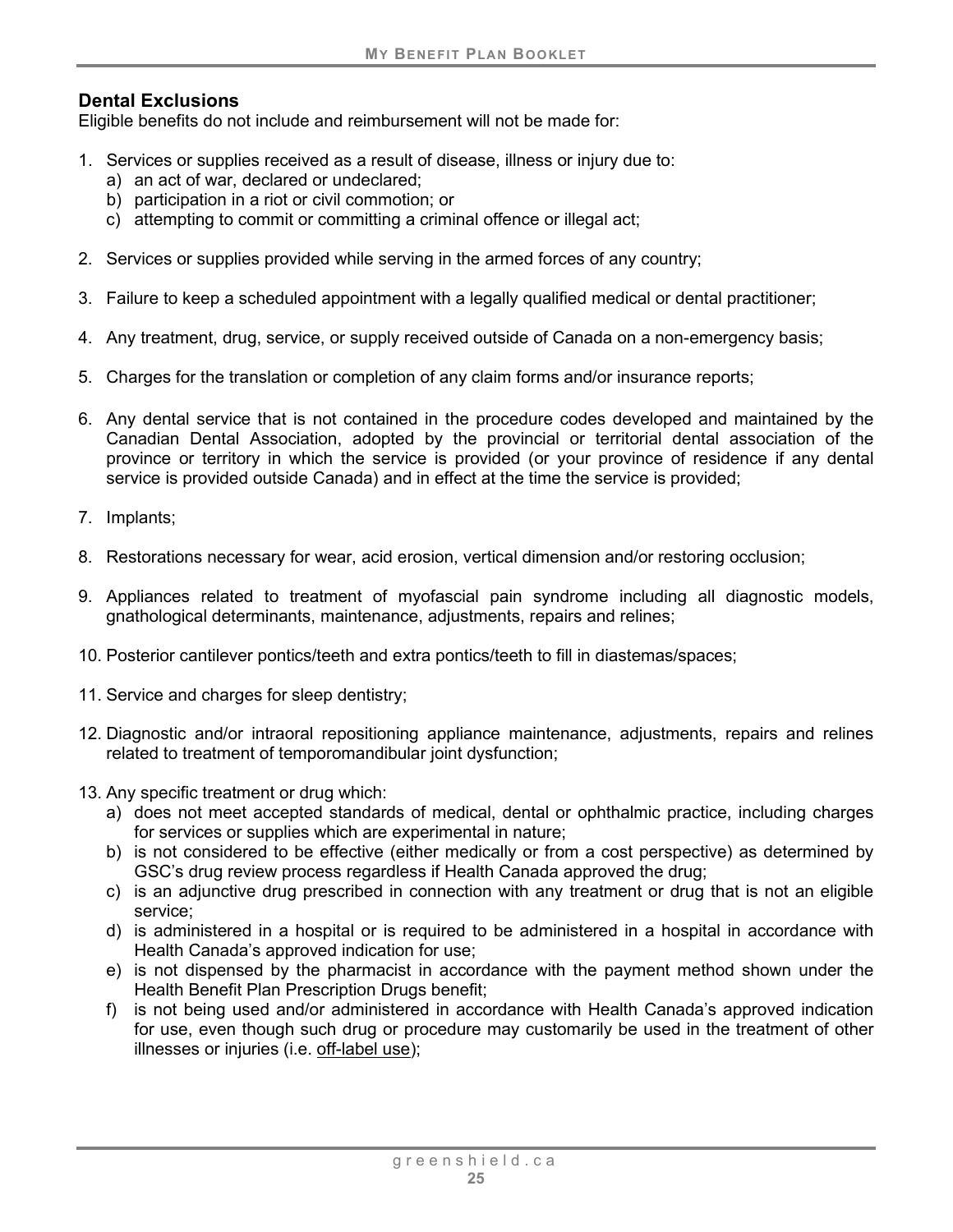## Dental Exclusions

Eligible benefits do not include and reimbursement will not be made for:

1. Services or supplies received as a result of disease, illness or injury due to:
   a) an act of war, declared or undeclared;
   b) participation in a riot or civil commotion; or
   c) attempting to commit or committing a criminal offence or illegal act;

2. Services or supplies provided while serving in the armed forces of any country;

3. Failure to keep a scheduled appointment with a legally qualified medical or dental practitioner;

4. Any treatment, drug, service, or supply received outside of Canada on a non-emergency basis;

5. Charges for the translation or completion of any claim forms and/or insurance reports;

6. Any dental service that is not contained in the procedure codes developed and maintained by the Canadian Dental Association, adopted by the provincial or territorial dental association of the province or territory in which the service is provided (or your province of residence if any dental service is provided outside Canada) and in effect at the time the service is provided;

7. Implants;

8. Restorations necessary for wear, acid erosion, vertical dimension and/or restoring occlusion;

9. Appliances related to treatment of myofascial pain syndrome including all diagnostic models, gnathological determinants, maintenance, adjustments, repairs and relines;

10. Posterior cantilever pontics/teeth and extra pontics/teeth to fill in diastemas/spaces;

11. Service and charges for sleep dentistry;

12. Diagnostic and/or intraoral repositioning appliance maintenance, adjustments, repairs and relines related to treatment of temporomandibular joint dysfunction;

13. Any specific treatment or drug which:
    a) does not meet accepted standards of medical, dental or ophthalmic practice, including charges for services or supplies which are experimental in nature;
    b) is not considered to be effective (either medically or from a cost perspective) as determined by GSC's drug review process regardless if Health Canada approved the drug;
    c) is an adjunctive drug prescribed in connection with any treatment or drug that is not an eligible service;
    d) is administered in a hospital or is required to be administered in a hospital in accordance with Health Canada's approved indication for use;
    e) is not dispensed by the pharmacist in accordance with the payment method shown under the Health Benefit Plan Prescription Drugs benefit;
    f) is not being used and/or administered in accordance with Health Canada's approved indication for use, even though such drug or procedure may customarily be used in the treatment of other illnesses or injuries (i.e. off-label use);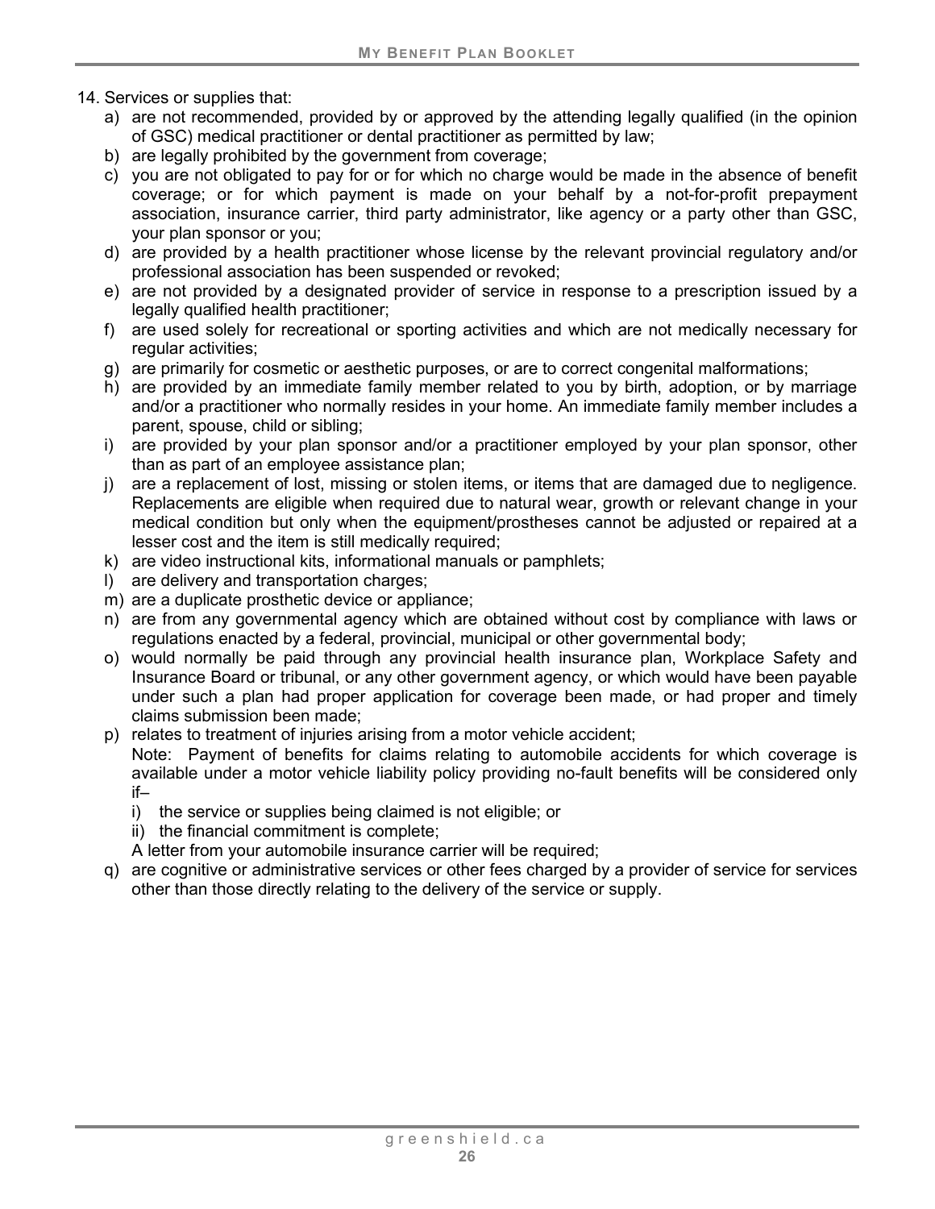14. Services or supplies that:
    a) are not recommended, provided by or approved by the attending legally qualified (in the opinion of GSC) medical practitioner or dental practitioner as permitted by law;
    b) are legally prohibited by the government from coverage;
    c) you are not obligated to pay for or for which no charge would be made in the absence of benefit coverage; or for which payment is made on your behalf by a not-for-profit prepayment association, insurance carrier, third party administrator, like agency or a party other than GSC, your plan sponsor or you;
    d) are provided by a health practitioner whose license by the relevant provincial regulatory and/or professional association has been suspended or revoked;
    e) are not provided by a designated provider of service in response to a prescription issued by a legally qualified health practitioner;
    f) are used solely for recreational or sporting activities and which are not medically necessary for regular activities;
    g) are primarily for cosmetic or aesthetic purposes, or are to correct congenital malformations;
    h) are provided by an immediate family member related to you by birth, adoption, or by marriage and/or a practitioner who normally resides in your home. An immediate family member includes a parent, spouse, child or sibling;
    i) are provided by your plan sponsor and/or a practitioner employed by your plan sponsor, other than as part of an employee assistance plan;
    j) are a replacement of lost, missing or stolen items, or items that are damaged due to negligence. Replacements are eligible when required due to natural wear, growth or relevant change in your medical condition but only when the equipment/prostheses cannot be adjusted or repaired at a lesser cost and the item is still medically required;
    k) are video instructional kits, informational manuals or pamphlets;
    l) are delivery and transportation charges;
    m) are a duplicate prosthetic device or appliance;
    n) are from any governmental agency which are obtained without cost by compliance with laws or regulations enacted by a federal, provincial, municipal or other governmental body;
    o) would normally be paid through any provincial health insurance plan, Workplace Safety and Insurance Board or tribunal, or any other government agency, or which would have been payable under such a plan had proper application for coverage been made, or had proper and timely claims submission been made;
    p) relates to treatment of injuries arising from a motor vehicle accident;
       Note: Payment of benefits for claims relating to automobile accidents for which coverage is available under a motor vehicle liability policy providing no-fault benefits will be considered only if–
        i) the service or supplies being claimed is not eligible; or
        ii) the financial commitment is complete;
       
       A letter from your automobile insurance carrier will be required;
    q) are cognitive or administrative services or other fees charged by a provider of service for services other than those directly relating to the delivery of the service or supply.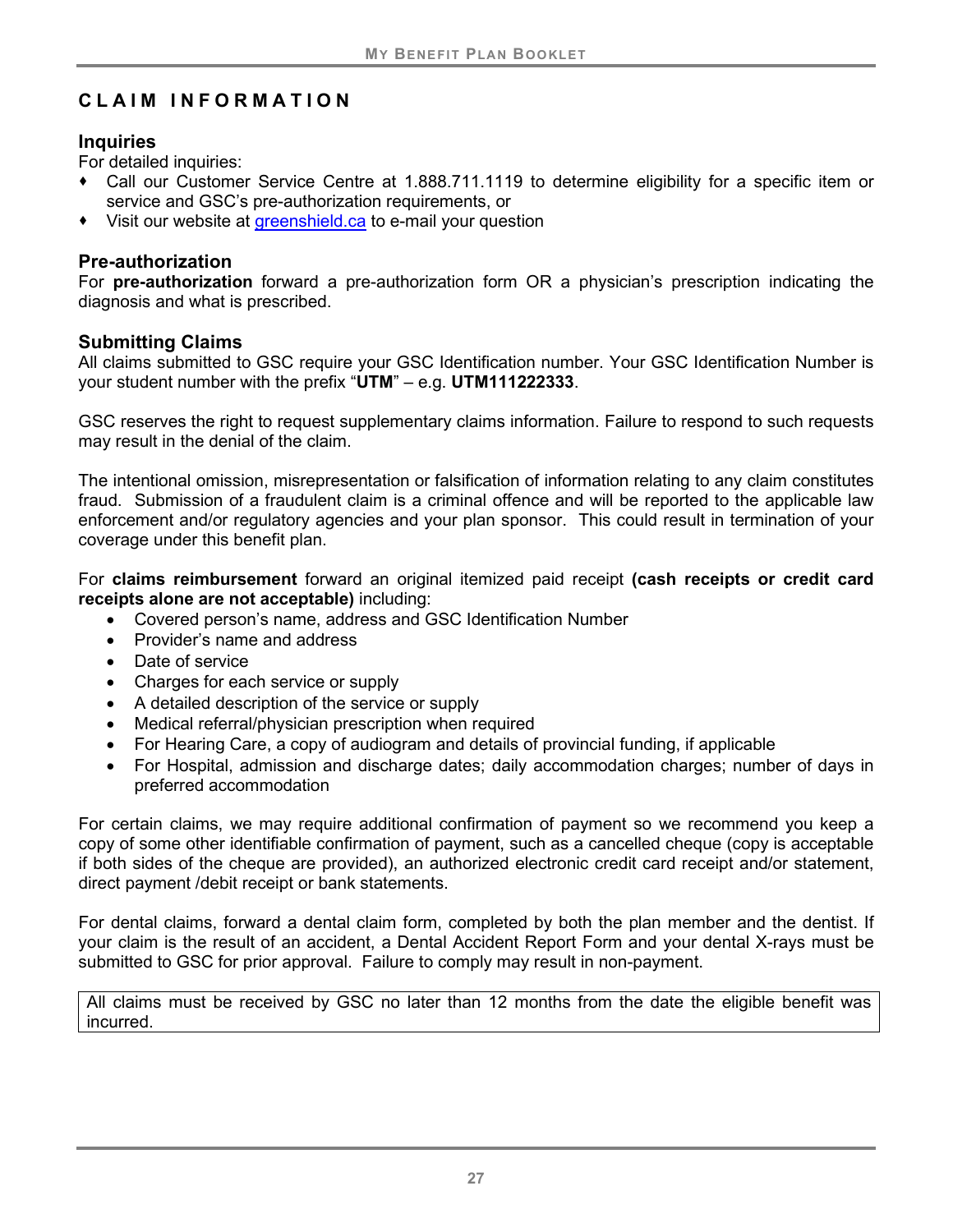## CLAIM INFORMATION

### Inquiries

For detailed inquiries:

- Call our Customer Service Centre at 1.888.711.1119 to determine eligibility for a specific item or service and GSC's pre-authorization requirements, or
- Visit our website at greenshield.ca to e-mail your question

### Pre-authorization

For **pre-authorization** forward a pre-authorization form OR a physician's prescription indicating the diagnosis and what is prescribed.

### Submitting Claims

All claims submitted to GSC require your GSC Identification number. Your GSC Identification Number is your student number with the prefix "**UTM**" – e.g. **UTM111222333**.

GSC reserves the right to request supplementary claims information. Failure to respond to such requests may result in the denial of the claim.

The intentional omission, misrepresentation or falsification of information relating to any claim constitutes fraud. Submission of a fraudulent claim is a criminal offence and will be reported to the applicable law enforcement and/or regulatory agencies and your plan sponsor. This could result in termination of your coverage under this benefit plan.

For **claims reimbursement** forward an original itemized paid receipt **(cash receipts or credit card receipts alone are not acceptable)** including:

- Covered person's name, address and GSC Identification Number
- Provider's name and address
- Date of service
- Charges for each service or supply
- A detailed description of the service or supply
- Medical referral/physician prescription when required
- For Hearing Care, a copy of audiogram and details of provincial funding, if applicable
- For Hospital, admission and discharge dates; daily accommodation charges; number of days in preferred accommodation

For certain claims, we may require additional confirmation of payment so we recommend you keep a copy of some other identifiable confirmation of payment, such as a cancelled cheque (copy is acceptable if both sides of the cheque are provided), an authorized electronic credit card receipt and/or statement, direct payment /debit receipt or bank statements.

For dental claims, forward a dental claim form, completed by both the plan member and the dentist. If your claim is the result of an accident, a Dental Accident Report Form and your dental X-rays must be submitted to GSC for prior approval. Failure to comply may result in non-payment.

| All claims must be received by GSC no later than 12 months from the date the eligible benefit was incurred. |
|---|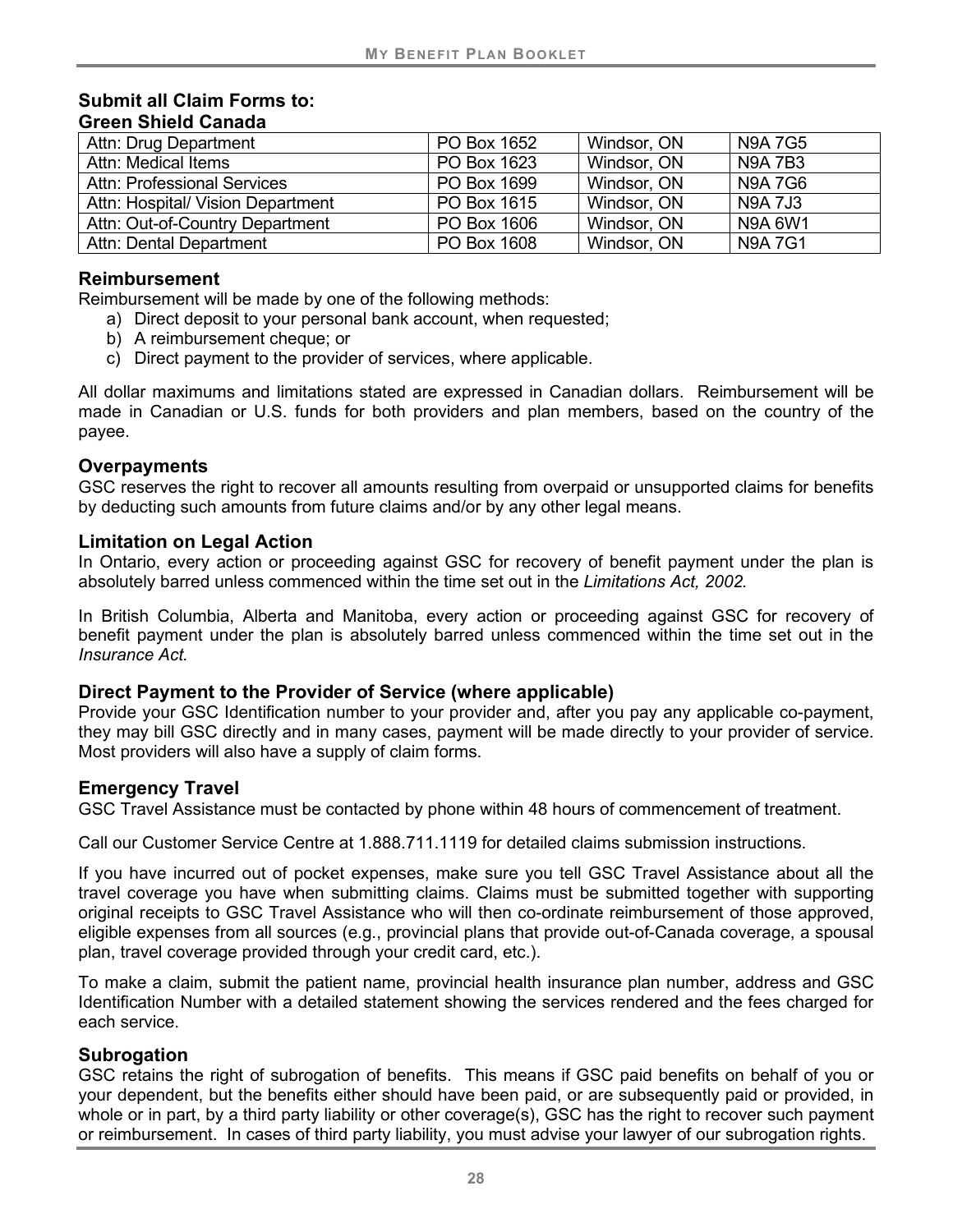## Submit all Claim Forms to:
## Green Shield Canada

| | | | |
|---|---|---|---|
| Attn: Drug Department | PO Box 1652 | Windsor, ON | N9A 7G5 |
| Attn: Medical Items | PO Box 1623 | Windsor, ON | N9A 7B3 |
| Attn: Professional Services | PO Box 1699 | Windsor, ON | N9A 7G6 |
| Attn: Hospital/ Vision Department | PO Box 1615 | Windsor, ON | N9A 7J3 |
| Attn: Out-of-Country Department | PO Box 1606 | Windsor, ON | N9A 6W1 |
| Attn: Dental Department | PO Box 1608 | Windsor, ON | N9A 7G1 |

### Reimbursement

Reimbursement will be made by one of the following methods:

a) Direct deposit to your personal bank account, when requested;
b) A reimbursement cheque; or
c) Direct payment to the provider of services, where applicable.

All dollar maximums and limitations stated are expressed in Canadian dollars. Reimbursement will be made in Canadian or U.S. funds for both providers and plan members, based on the country of the payee.

### Overpayments

GSC reserves the right to recover all amounts resulting from overpaid or unsupported claims for benefits by deducting such amounts from future claims and/or by any other legal means.

### Limitation on Legal Action

In Ontario, every action or proceeding against GSC for recovery of benefit payment under the plan is absolutely barred unless commenced within the time set out in the *Limitations Act, 2002.*

In British Columbia, Alberta and Manitoba, every action or proceeding against GSC for recovery of benefit payment under the plan is absolutely barred unless commenced within the time set out in the *Insurance Act.*

### Direct Payment to the Provider of Service (where applicable)

Provide your GSC Identification number to your provider and, after you pay any applicable co-payment, they may bill GSC directly and in many cases, payment will be made directly to your provider of service. Most providers will also have a supply of claim forms.

### Emergency Travel

GSC Travel Assistance must be contacted by phone within 48 hours of commencement of treatment.

Call our Customer Service Centre at 1.888.711.1119 for detailed claims submission instructions.

If you have incurred out of pocket expenses, make sure you tell GSC Travel Assistance about all the travel coverage you have when submitting claims. Claims must be submitted together with supporting original receipts to GSC Travel Assistance who will then co-ordinate reimbursement of those approved, eligible expenses from all sources (e.g., provincial plans that provide out-of-Canada coverage, a spousal plan, travel coverage provided through your credit card, etc.).

To make a claim, submit the patient name, provincial health insurance plan number, address and GSC Identification Number with a detailed statement showing the services rendered and the fees charged for each service.

### Subrogation

GSC retains the right of subrogation of benefits. This means if GSC paid benefits on behalf of you or your dependent, but the benefits either should have been paid, or are subsequently paid or provided, in whole or in part, by a third party liability or other coverage(s), GSC has the right to recover such payment or reimbursement. In cases of third party liability, you must advise your lawyer of our subrogation rights.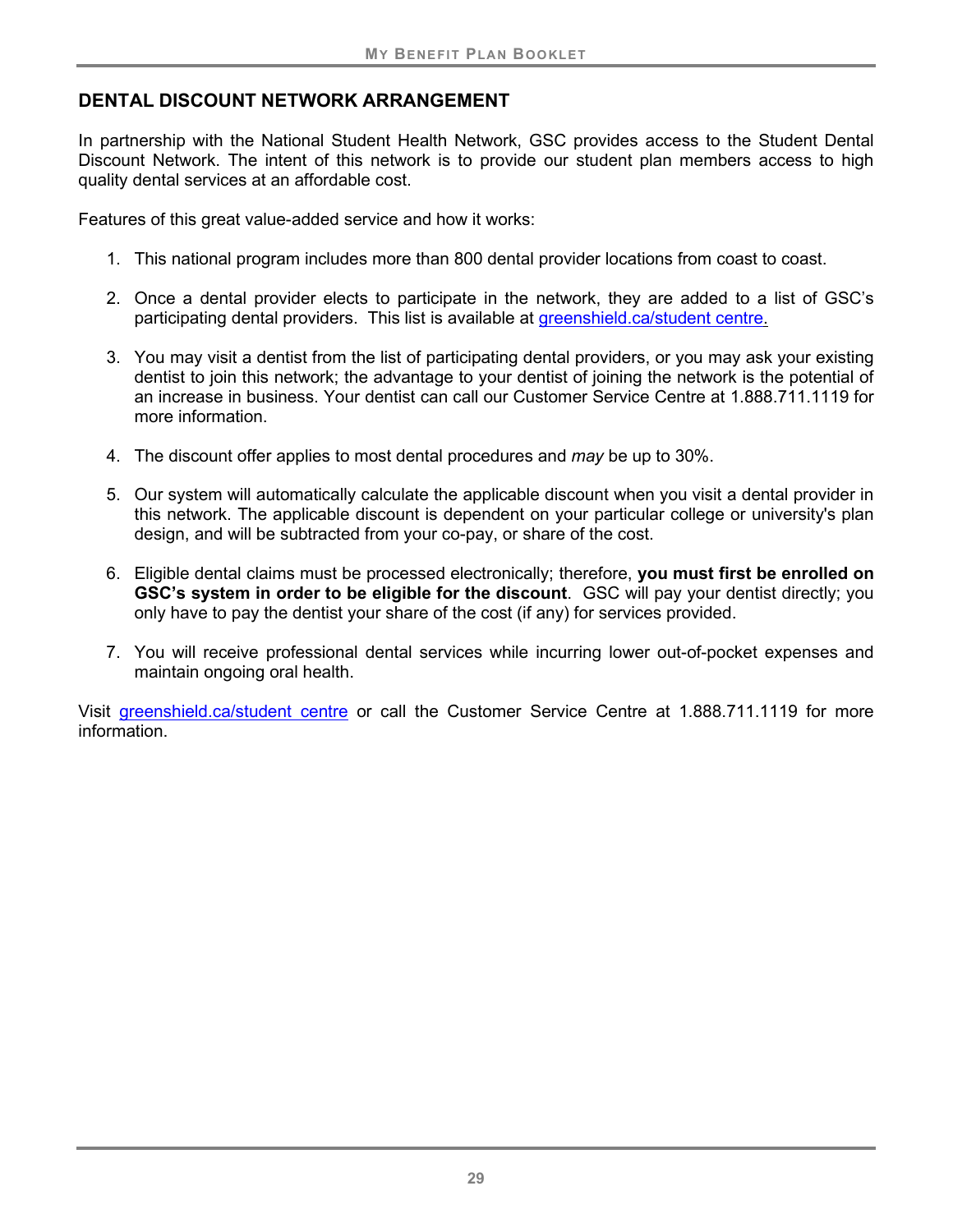## DENTAL DISCOUNT NETWORK ARRANGEMENT

In partnership with the National Student Health Network, GSC provides access to the Student Dental Discount Network. The intent of this network is to provide our student plan members access to high quality dental services at an affordable cost.

Features of this great value-added service and how it works:

1. This national program includes more than 800 dental provider locations from coast to coast.

2. Once a dental provider elects to participate in the network, they are added to a list of GSC's participating dental providers. This list is available at greenshield.ca/student centre.

3. You may visit a dentist from the list of participating dental providers, or you may ask your existing dentist to join this network; the advantage to your dentist of joining the network is the potential of an increase in business. Your dentist can call our Customer Service Centre at 1.888.711.1119 for more information.

4. The discount offer applies to most dental procedures and *may* be up to 30%.

5. Our system will automatically calculate the applicable discount when you visit a dental provider in this network. The applicable discount is dependent on your particular college or university's plan design, and will be subtracted from your co-pay, or share of the cost.

6. Eligible dental claims must be processed electronically; therefore, **you must first be enrolled on GSC's system in order to be eligible for the discount**. GSC will pay your dentist directly; you only have to pay the dentist your share of the cost (if any) for services provided.

7. You will receive professional dental services while incurring lower out-of-pocket expenses and maintain ongoing oral health.

Visit greenshield.ca/student centre or call the Customer Service Centre at 1.888.711.1119 for more information.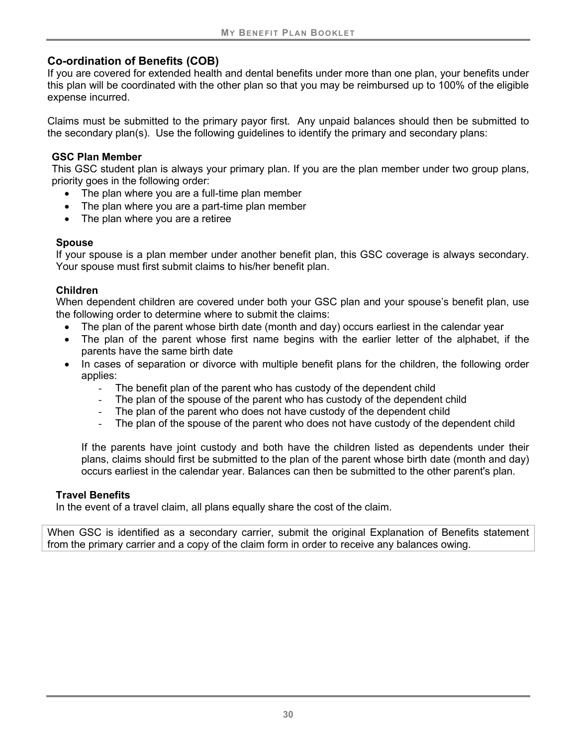## Co-ordination of Benefits (COB)

If you are covered for extended health and dental benefits under more than one plan, your benefits under this plan will be coordinated with the other plan so that you may be reimbursed up to 100% of the eligible expense incurred.

Claims must be submitted to the primary payor first. Any unpaid balances should then be submitted to the secondary plan(s). Use the following guidelines to identify the primary and secondary plans:

### GSC Plan Member

This GSC student plan is always your primary plan. If you are the plan member under two group plans, priority goes in the following order:

- The plan where you are a full-time plan member
- The plan where you are a part-time plan member
- The plan where you are a retiree

### Spouse

If your spouse is a plan member under another benefit plan, this GSC coverage is always secondary. Your spouse must first submit claims to his/her benefit plan.

### Children

When dependent children are covered under both your GSC plan and your spouse's benefit plan, use the following order to determine where to submit the claims:

- The plan of the parent whose birth date (month and day) occurs earliest in the calendar year
- The plan of the parent whose first name begins with the earlier letter of the alphabet, if the parents have the same birth date
- In cases of separation or divorce with multiple benefit plans for the children, the following order applies:
  - The benefit plan of the parent who has custody of the dependent child
  - The plan of the spouse of the parent who has custody of the dependent child
  - The plan of the parent who does not have custody of the dependent child
  - The plan of the spouse of the parent who does not have custody of the dependent child

  If the parents have joint custody and both have the children listed as dependents under their plans, claims should first be submitted to the plan of the parent whose birth date (month and day) occurs earliest in the calendar year. Balances can then be submitted to the other parent's plan.

### Travel Benefits

In the event of a travel claim, all plans equally share the cost of the claim.

When GSC is identified as a secondary carrier, submit the original Explanation of Benefits statement from the primary carrier and a copy of the claim form in order to receive any balances owing.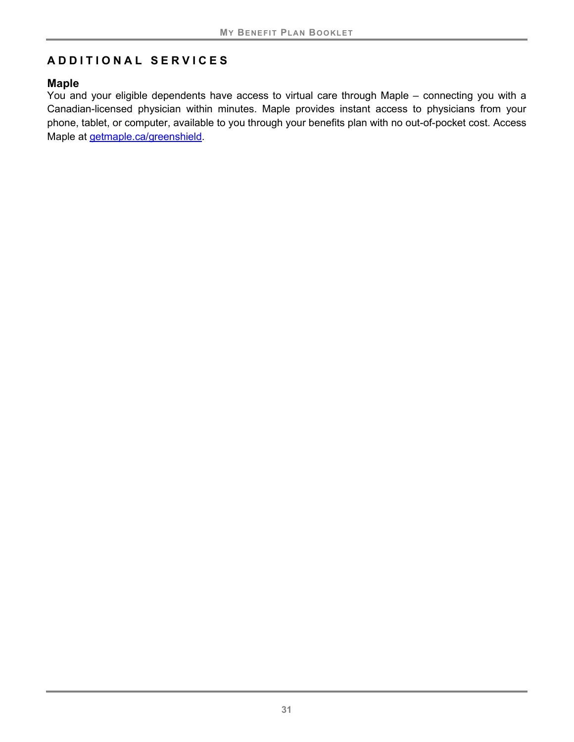# ADDITIONAL SERVICES

### Maple

You and your eligible dependents have access to virtual care through Maple – connecting you with a Canadian-licensed physician within minutes. Maple provides instant access to physicians from your phone, tablet, or computer, available to you through your benefits plan with no out-of-pocket cost. Access Maple at getmaple.ca/greenshield.